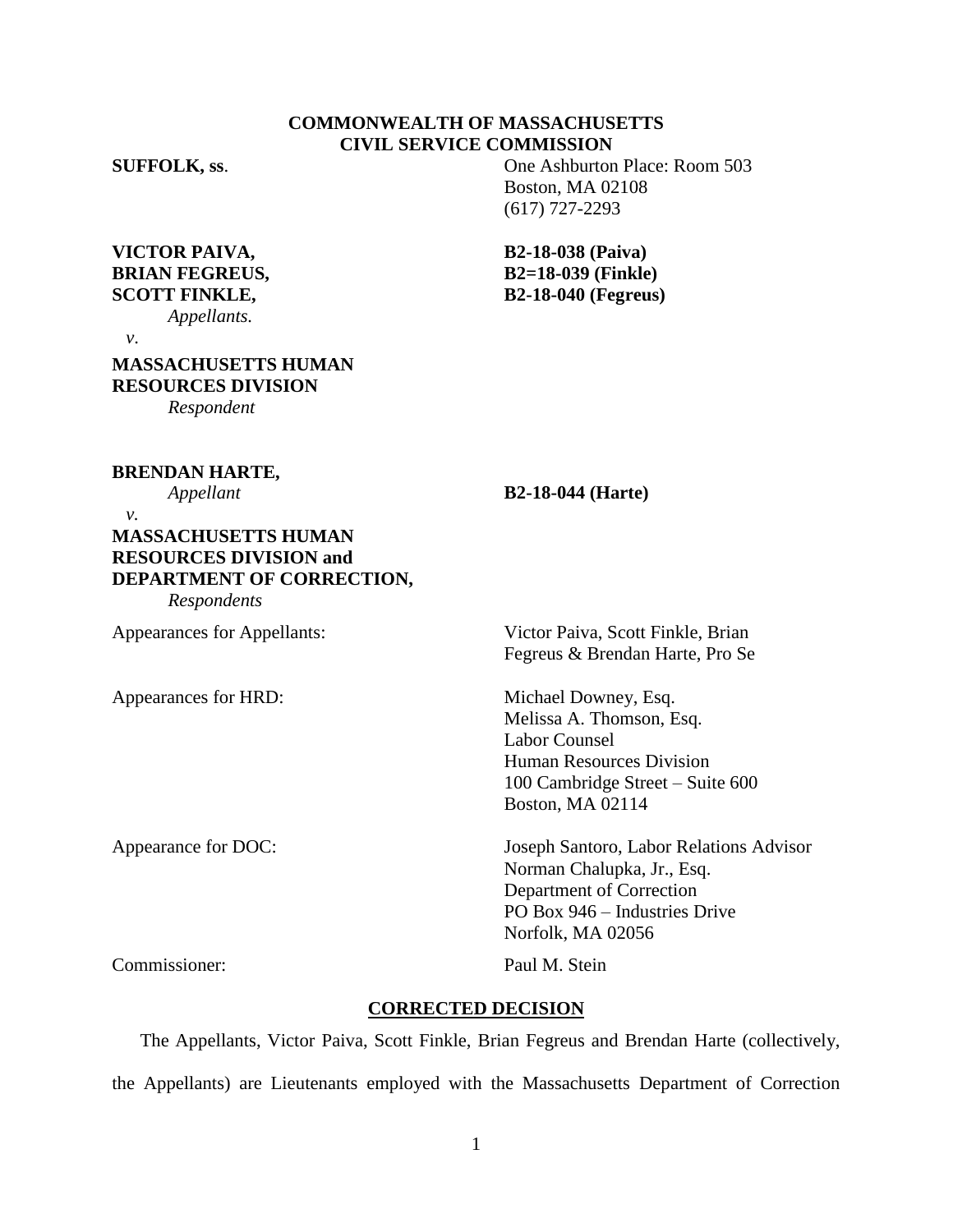**COMMONWEALTH OF MASSACHUSETTS**
**CIVIL SERVICE COMMISSION**

**SUFFOLK, ss**.

One Ashburton Place: Room 503
Boston, MA 02108
(617) 727-2293

**VICTOR PAIVA,**
**BRIAN FEGREUS,**
**SCOTT FINKLE,**
*Appellants.*

*v*.

**MASSACHUSETTS HUMAN RESOURCES DIVISION**
*Respondent*

**B2-18-038 (Paiva)**
**B2=18-039 (Finkle)**
**B2-18-040 (Fegreus)**

**BRENDAN HARTE,**
*Appellant*

*v.*

**MASSACHUSETTS HUMAN RESOURCES DIVISION and DEPARTMENT OF CORRECTION,**
*Respondents*

**B2-18-044 (Harte)**

Appearances for Appellants: Victor Paiva, Scott Finkle, Brian Fegreus & Brendan Harte, Pro Se

Appearances for HRD: Michael Downey, Esq.
Melissa A. Thomson, Esq.
Labor Counsel
Human Resources Division
100 Cambridge Street – Suite 600
Boston, MA 02114

Appearance for DOC: Joseph Santoro, Labor Relations Advisor
Norman Chalupka, Jr., Esq.
Department of Correction
PO Box 946 – Industries Drive
Norfolk, MA 02056

Commissioner: Paul M. Stein

## CORRECTED DECISION

The Appellants, Victor Paiva, Scott Finkle, Brian Fegreus and Brendan Harte (collectively, the Appellants) are Lieutenants employed with the Massachusetts Department of Correction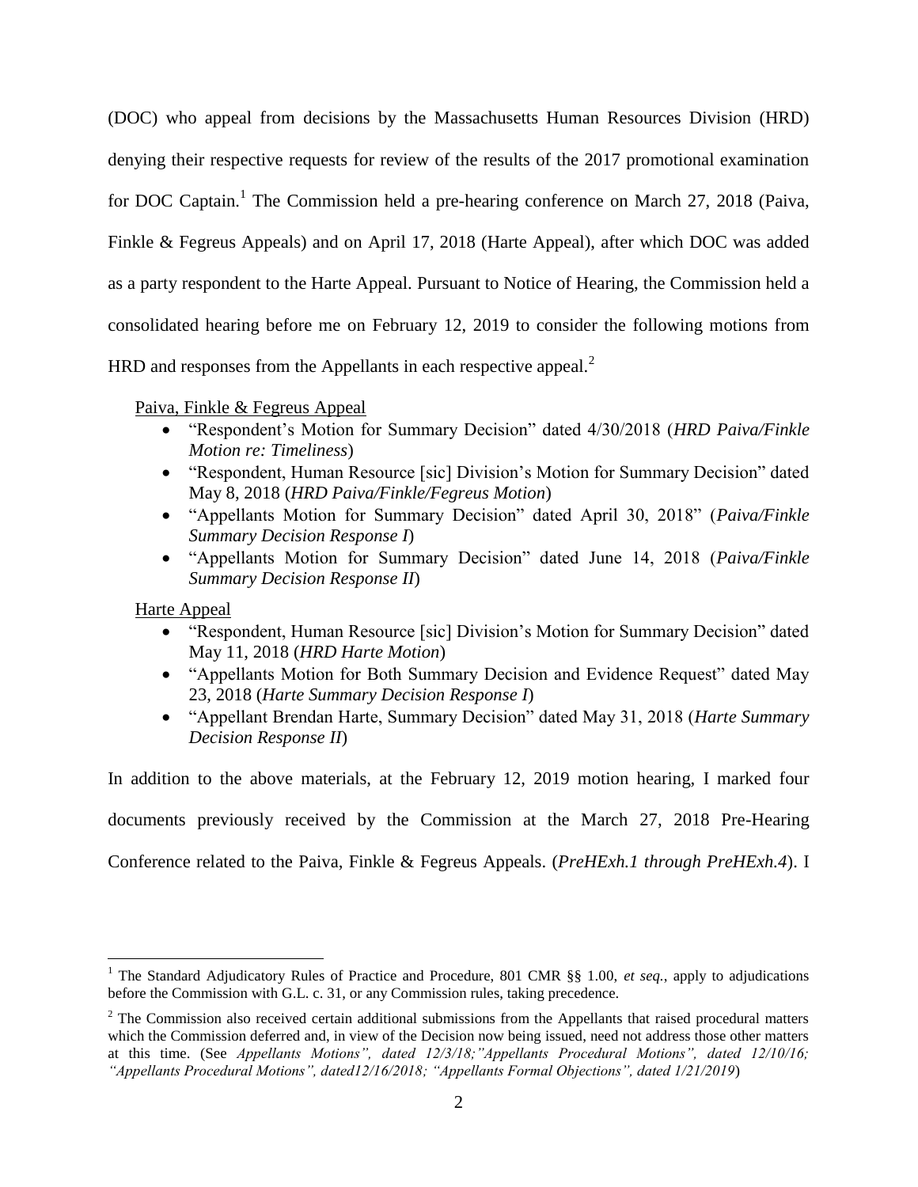(DOC) who appeal from decisions by the Massachusetts Human Resources Division (HRD) denying their respective requests for review of the results of the 2017 promotional examination for DOC Captain.[1] The Commission held a pre-hearing conference on March 27, 2018 (Paiva, Finkle & Fegreus Appeals) and on April 17, 2018 (Harte Appeal), after which DOC was added as a party respondent to the Harte Appeal. Pursuant to Notice of Hearing, the Commission held a consolidated hearing before me on February 12, 2019 to consider the following motions from HRD and responses from the Appellants in each respective appeal.[2]

<u>Paiva, Finkle & Fegreus Appeal</u>

- "Respondent's Motion for Summary Decision" dated 4/30/2018 (*HRD Paiva/Finkle Motion re: Timeliness*)
- "Respondent, Human Resource [sic] Division's Motion for Summary Decision" dated May 8, 2018 (*HRD Paiva/Finkle/Fegreus Motion*)
- "Appellants Motion for Summary Decision" dated April 30, 2018" (*Paiva/Finkle Summary Decision Response I*)
- "Appellants Motion for Summary Decision" dated June 14, 2018 (*Paiva/Finkle Summary Decision Response II*)

<u>Harte Appeal</u>

- "Respondent, Human Resource [sic] Division's Motion for Summary Decision" dated May 11, 2018 (*HRD Harte Motion*)
- "Appellants Motion for Both Summary Decision and Evidence Request" dated May 23, 2018 (*Harte Summary Decision Response I*)
- "Appellant Brendan Harte, Summary Decision" dated May 31, 2018 (*Harte Summary Decision Response II*)

In addition to the above materials, at the February 12, 2019 motion hearing, I marked four documents previously received by the Commission at the March 27, 2018 Pre-Hearing Conference related to the Paiva, Finkle & Fegreus Appeals. (*PreHExh.1 through PreHExh.4*). I

---

[1] The Standard Adjudicatory Rules of Practice and Procedure, 801 CMR §§ 1.00, *et seq.*, apply to adjudications before the Commission with G.L. c. 31, or any Commission rules, taking precedence.

[2] The Commission also received certain additional submissions from the Appellants that raised procedural matters which the Commission deferred and, in view of the Decision now being issued, need not address those other matters at this time. (See *Appellants Motions", dated 12/3/18;"Appellants Procedural Motions", dated 12/10/16; "Appellants Procedural Motions", dated12/16/2018; "Appellants Formal Objections", dated 1/21/2019*)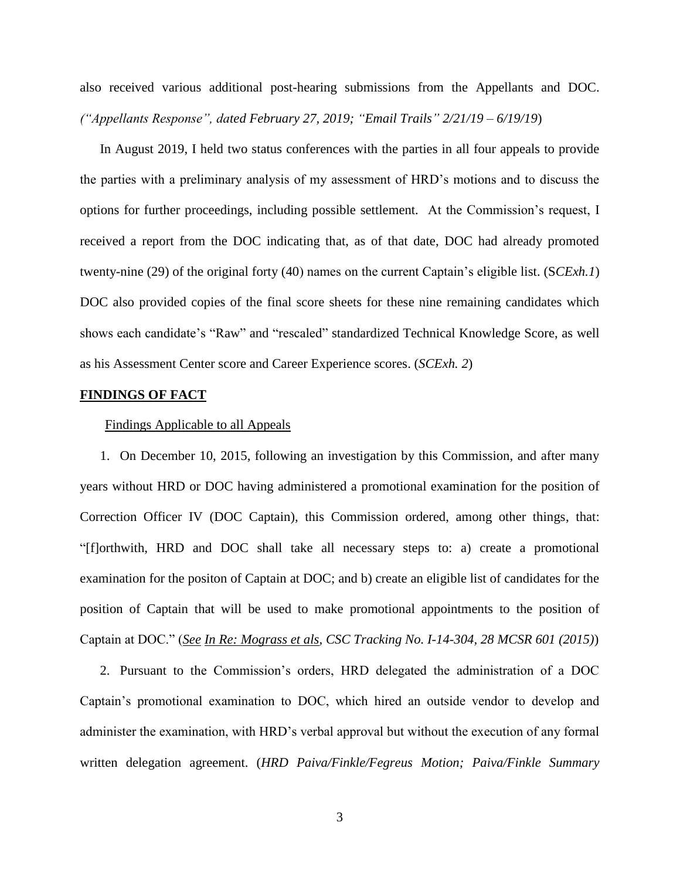also received various additional post-hearing submissions from the Appellants and DOC. *("Appellants Response", dated February 27, 2019; "Email Trails" 2/21/19 – 6/19/19*)

In August 2019, I held two status conferences with the parties in all four appeals to provide the parties with a preliminary analysis of my assessment of HRD's motions and to discuss the options for further proceedings, including possible settlement. At the Commission's request, I received a report from the DOC indicating that, as of that date, DOC had already promoted twenty-nine (29) of the original forty (40) names on the current Captain's eligible list. (S*CExh.1*) DOC also provided copies of the final score sheets for these nine remaining candidates which shows each candidate's "Raw" and "rescaled" standardized Technical Knowledge Score, as well as his Assessment Center score and Career Experience scores. (*SCExh. 2*)

## FINDINGS OF FACT

### Findings Applicable to all Appeals

1. On December 10, 2015, following an investigation by this Commission, and after many years without HRD or DOC having administered a promotional examination for the position of Correction Officer IV (DOC Captain), this Commission ordered, among other things, that: "[f]orthwith, HRD and DOC shall take all necessary steps to: a) create a promotional examination for the positon of Captain at DOC; and b) create an eligible list of candidates for the position of Captain that will be used to make promotional appointments to the position of Captain at DOC." (*See In Re: Mograss et als, CSC Tracking No. I-14-304, 28 MCSR 601 (2015)*)

2. Pursuant to the Commission's orders, HRD delegated the administration of a DOC Captain's promotional examination to DOC, which hired an outside vendor to develop and administer the examination, with HRD's verbal approval but without the execution of any formal written delegation agreement. (*HRD Paiva/Finkle/Fegreus Motion; Paiva/Finkle Summary*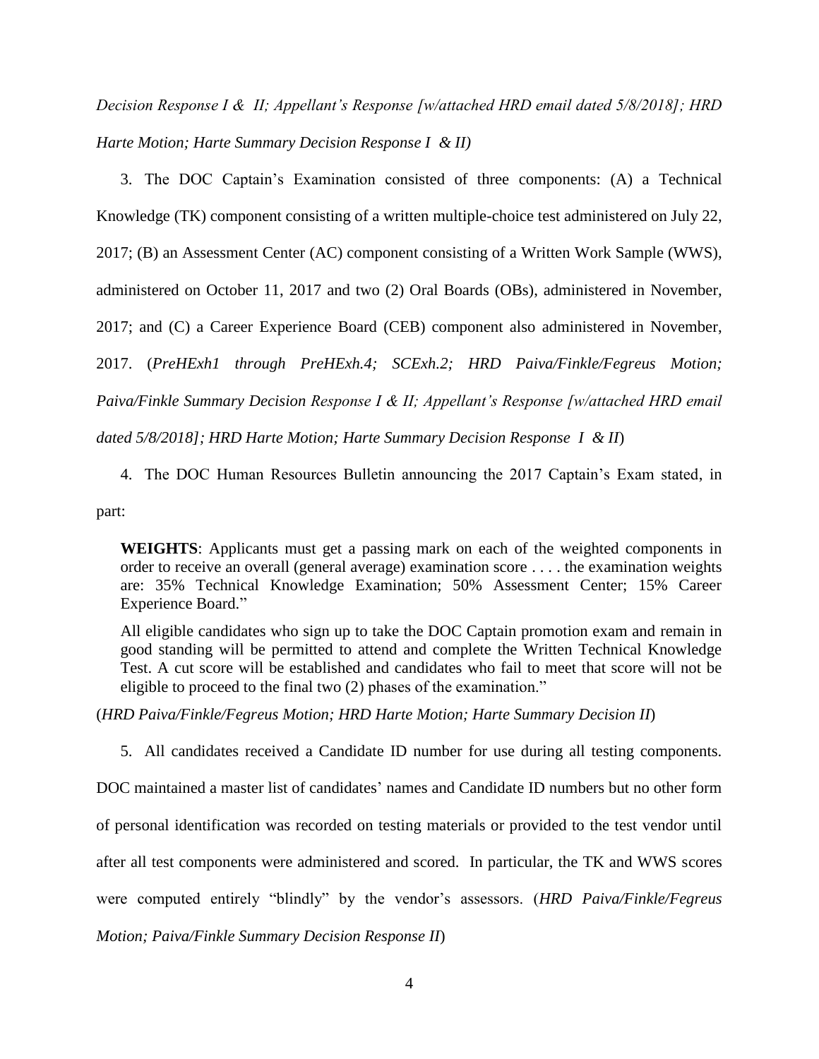*Decision Response I & II; Appellant's Response [w/attached HRD email dated 5/8/2018]; HRD Harte Motion; Harte Summary Decision Response I & II)*

3. The DOC Captain's Examination consisted of three components: (A) a Technical Knowledge (TK) component consisting of a written multiple-choice test administered on July 22, 2017; (B) an Assessment Center (AC) component consisting of a Written Work Sample (WWS), administered on October 11, 2017 and two (2) Oral Boards (OBs), administered in November, 2017; and (C) a Career Experience Board (CEB) component also administered in November, 2017. (*PreHExh1 through PreHExh.4; SCExh.2; HRD Paiva/Finkle/Fegreus Motion; Paiva/Finkle Summary Decision Response I & II; Appellant's Response [w/attached HRD email dated 5/8/2018]; HRD Harte Motion; Harte Summary Decision Response I & II*)

4. The DOC Human Resources Bulletin announcing the 2017 Captain's Exam stated, in part:

> **WEIGHTS**: Applicants must get a passing mark on each of the weighted components in order to receive an overall (general average) examination score . . . . the examination weights are: 35% Technical Knowledge Examination; 50% Assessment Center; 15% Career Experience Board."
>
> All eligible candidates who sign up to take the DOC Captain promotion exam and remain in good standing will be permitted to attend and complete the Written Technical Knowledge Test. A cut score will be established and candidates who fail to meet that score will not be eligible to proceed to the final two (2) phases of the examination."

(*HRD Paiva/Finkle/Fegreus Motion; HRD Harte Motion; Harte Summary Decision II*)

5. All candidates received a Candidate ID number for use during all testing components. DOC maintained a master list of candidates' names and Candidate ID numbers but no other form of personal identification was recorded on testing materials or provided to the test vendor until after all test components were administered and scored. In particular, the TK and WWS scores were computed entirely "blindly" by the vendor's assessors. (*HRD Paiva/Finkle/Fegreus Motion; Paiva/Finkle Summary Decision Response II*)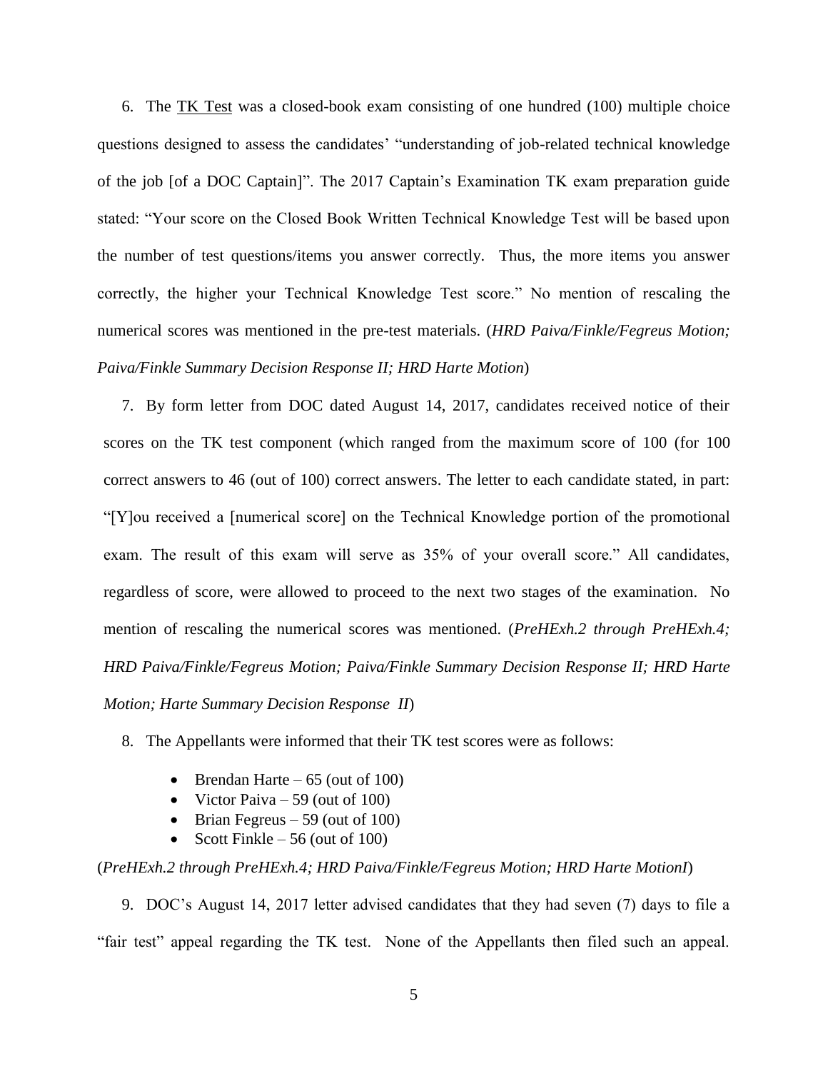6. The <u>TK Test</u> was a closed-book exam consisting of one hundred (100) multiple choice questions designed to assess the candidates' "understanding of job-related technical knowledge of the job [of a DOC Captain]". The 2017 Captain's Examination TK exam preparation guide stated: "Your score on the Closed Book Written Technical Knowledge Test will be based upon the number of test questions/items you answer correctly. Thus, the more items you answer correctly, the higher your Technical Knowledge Test score." No mention of rescaling the numerical scores was mentioned in the pre-test materials. (*HRD Paiva/Finkle/Fegreus Motion; Paiva/Finkle Summary Decision Response II; HRD Harte Motion*)

7. By form letter from DOC dated August 14, 2017, candidates received notice of their scores on the TK test component (which ranged from the maximum score of 100 (for 100 correct answers to 46 (out of 100) correct answers. The letter to each candidate stated, in part: "[Y]ou received a [numerical score] on the Technical Knowledge portion of the promotional exam. The result of this exam will serve as 35% of your overall score." All candidates, regardless of score, were allowed to proceed to the next two stages of the examination. No mention of rescaling the numerical scores was mentioned. (*PreHExh.2 through PreHExh.4; HRD Paiva/Finkle/Fegreus Motion; Paiva/Finkle Summary Decision Response II; HRD Harte Motion; Harte Summary Decision Response II*)

8. The Appellants were informed that their TK test scores were as follows:

- Brendan Harte – 65 (out of 100)
- Victor Paiva – 59 (out of 100)
- Brian Fegreus – 59 (out of 100)
- Scott Finkle – 56 (out of 100)

(*PreHExh.2 through PreHExh.4; HRD Paiva/Finkle/Fegreus Motion; HRD Harte MotionI*)

9. DOC's August 14, 2017 letter advised candidates that they had seven (7) days to file a "fair test" appeal regarding the TK test. None of the Appellants then filed such an appeal.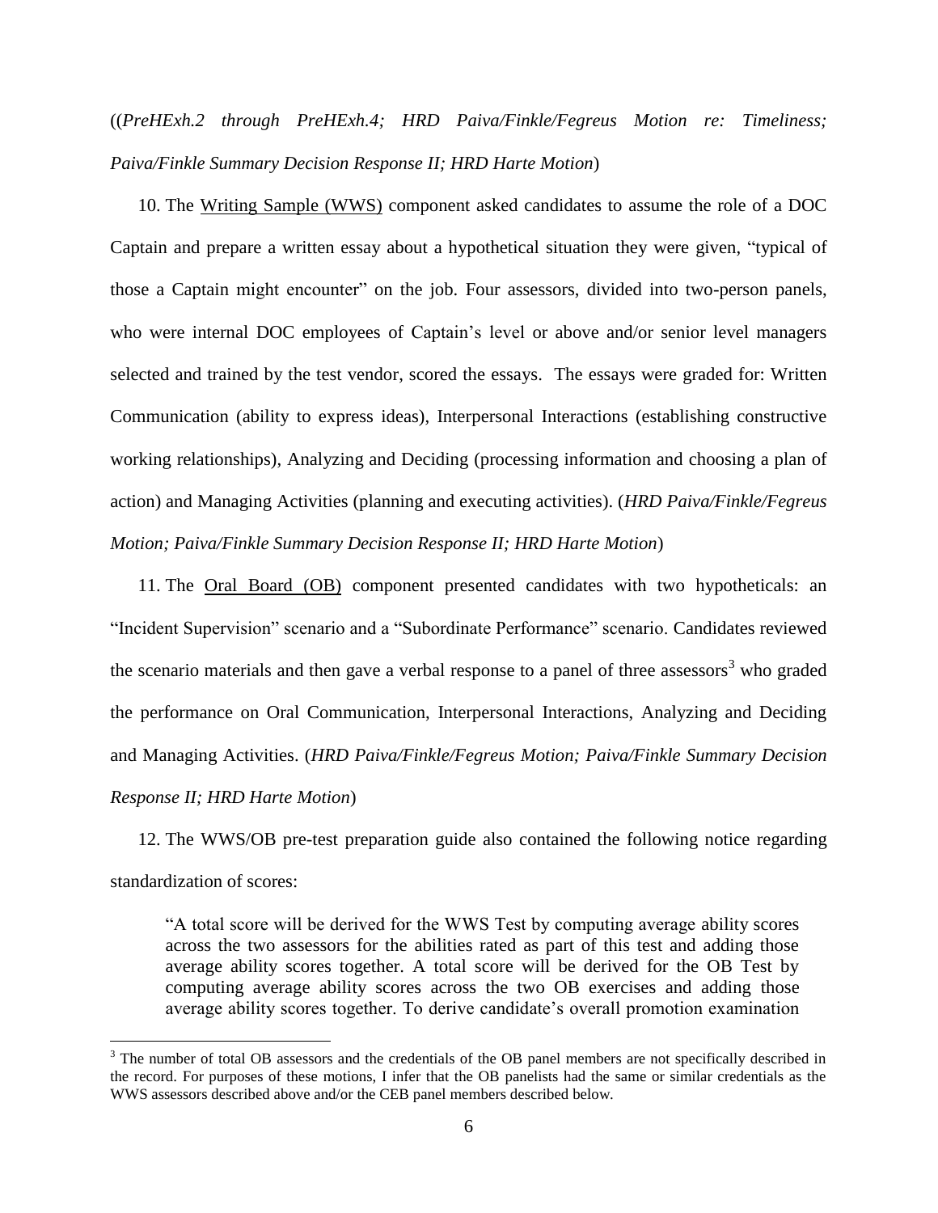((*PreHExh.2 through PreHExh.4; HRD Paiva/Finkle/Fegreus Motion re: Timeliness; Paiva/Finkle Summary Decision Response II; HRD Harte Motion*)

10. The Writing Sample (WWS) component asked candidates to assume the role of a DOC Captain and prepare a written essay about a hypothetical situation they were given, "typical of those a Captain might encounter" on the job. Four assessors, divided into two-person panels, who were internal DOC employees of Captain's level or above and/or senior level managers selected and trained by the test vendor, scored the essays. The essays were graded for: Written Communication (ability to express ideas), Interpersonal Interactions (establishing constructive working relationships), Analyzing and Deciding (processing information and choosing a plan of action) and Managing Activities (planning and executing activities). (*HRD Paiva/Finkle/Fegreus Motion; Paiva/Finkle Summary Decision Response II; HRD Harte Motion*)

11. The Oral Board (OB) component presented candidates with two hypotheticals: an "Incident Supervision" scenario and a "Subordinate Performance" scenario. Candidates reviewed the scenario materials and then gave a verbal response to a panel of three assessors[3] who graded the performance on Oral Communication, Interpersonal Interactions, Analyzing and Deciding and Managing Activities. (*HRD Paiva/Finkle/Fegreus Motion; Paiva/Finkle Summary Decision Response II; HRD Harte Motion*)

12. The WWS/OB pre-test preparation guide also contained the following notice regarding standardization of scores:

> "A total score will be derived for the WWS Test by computing average ability scores across the two assessors for the abilities rated as part of this test and adding those average ability scores together. A total score will be derived for the OB Test by computing average ability scores across the two OB exercises and adding those average ability scores together. To derive candidate's overall promotion examination

[3] The number of total OB assessors and the credentials of the OB panel members are not specifically described in the record. For purposes of these motions, I infer that the OB panelists had the same or similar credentials as the WWS assessors described above and/or the CEB panel members described below.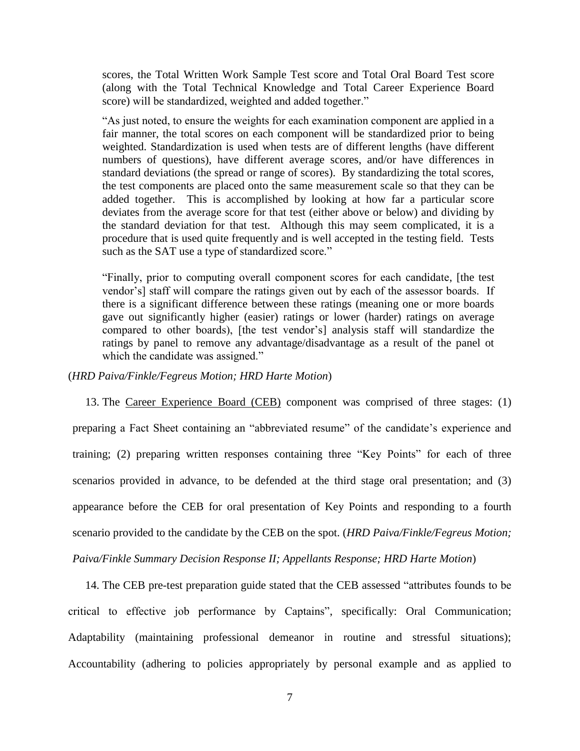> scores, the Total Written Work Sample Test score and Total Oral Board Test score (along with the Total Technical Knowledge and Total Career Experience Board score) will be standardized, weighted and added together."
>
> "As just noted, to ensure the weights for each examination component are applied in a fair manner, the total scores on each component will be standardized prior to being weighted. Standardization is used when tests are of different lengths (have different numbers of questions), have different average scores, and/or have differences in standard deviations (the spread or range of scores). By standardizing the total scores, the test components are placed onto the same measurement scale so that they can be added together. This is accomplished by looking at how far a particular score deviates from the average score for that test (either above or below) and dividing by the standard deviation for that test. Although this may seem complicated, it is a procedure that is used quite frequently and is well accepted in the testing field. Tests such as the SAT use a type of standardized score."
>
> "Finally, prior to computing overall component scores for each candidate, [the test vendor's] staff will compare the ratings given out by each of the assessor boards. If there is a significant difference between these ratings (meaning one or more boards gave out significantly higher (easier) ratings or lower (harder) ratings on average compared to other boards), [the test vendor's] analysis staff will standardize the ratings by panel to remove any advantage/disadvantage as a result of the panel ot which the candidate was assigned."

(*HRD Paiva/Finkle/Fegreus Motion; HRD Harte Motion*)

13. The Career Experience Board (CEB) component was comprised of three stages: (1) preparing a Fact Sheet containing an "abbreviated resume" of the candidate's experience and training; (2) preparing written responses containing three "Key Points" for each of three scenarios provided in advance, to be defended at the third stage oral presentation; and (3) appearance before the CEB for oral presentation of Key Points and responding to a fourth scenario provided to the candidate by the CEB on the spot. (*HRD Paiva/Finkle/Fegreus Motion; Paiva/Finkle Summary Decision Response II; Appellants Response; HRD Harte Motion*)

14. The CEB pre-test preparation guide stated that the CEB assessed "attributes founds to be critical to effective job performance by Captains", specifically: Oral Communication; Adaptability (maintaining professional demeanor in routine and stressful situations); Accountability (adhering to policies appropriately by personal example and as applied to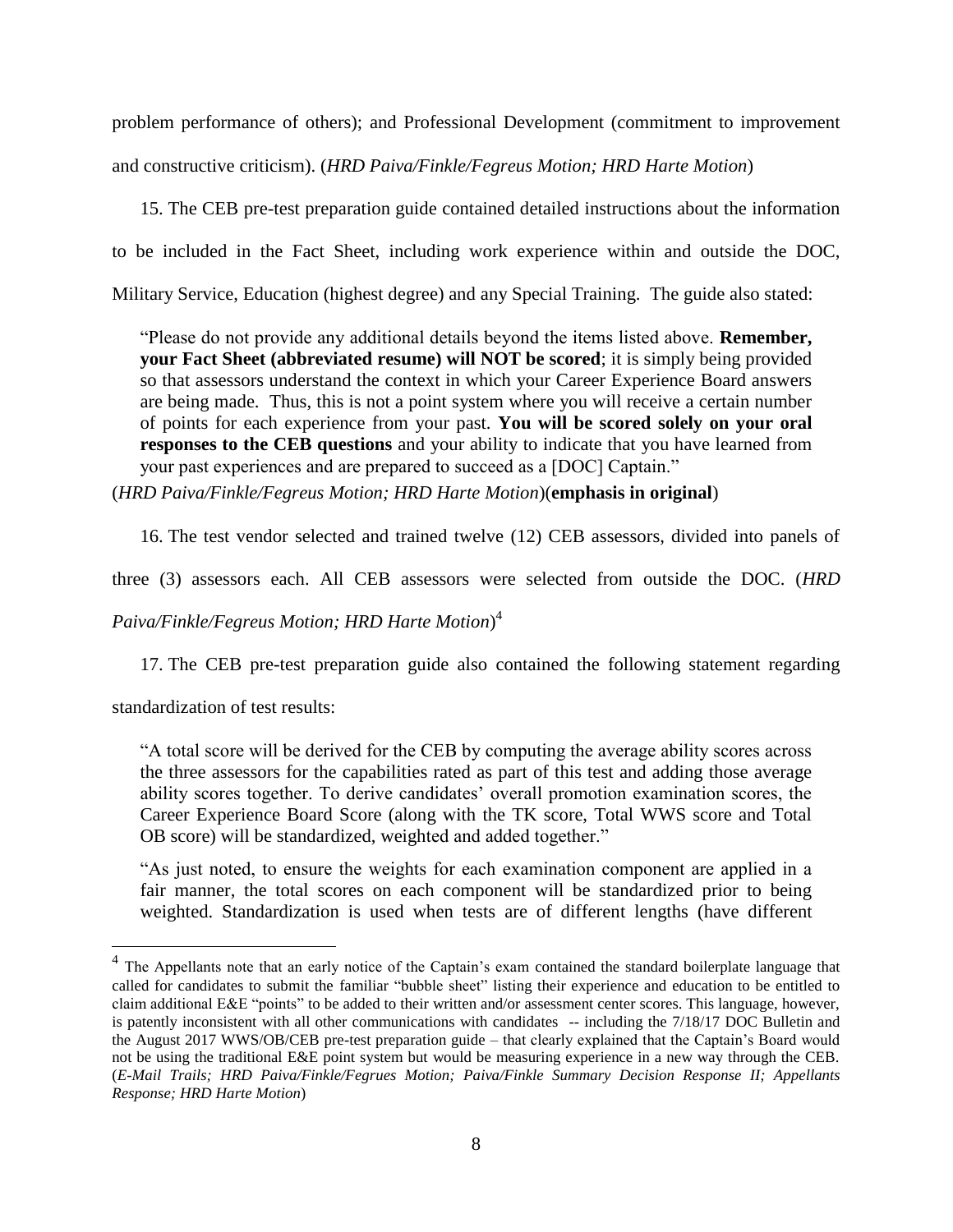problem performance of others); and Professional Development (commitment to improvement and constructive criticism). (*HRD Paiva/Finkle/Fegreus Motion; HRD Harte Motion*)

15. The CEB pre-test preparation guide contained detailed instructions about the information to be included in the Fact Sheet, including work experience within and outside the DOC, Military Service, Education (highest degree) and any Special Training. The guide also stated:

> "Please do not provide any additional details beyond the items listed above. **Remember, your Fact Sheet (abbreviated resume) will NOT be scored**; it is simply being provided so that assessors understand the context in which your Career Experience Board answers are being made. Thus, this is not a point system where you will receive a certain number of points for each experience from your past. **You will be scored solely on your oral responses to the CEB questions** and your ability to indicate that you have learned from your past experiences and are prepared to succeed as a [DOC] Captain."

(*HRD Paiva/Finkle/Fegreus Motion; HRD Harte Motion*)(**emphasis in original**)

16. The test vendor selected and trained twelve (12) CEB assessors, divided into panels of three (3) assessors each. All CEB assessors were selected from outside the DOC. (*HRD Paiva/Finkle/Fegreus Motion; HRD Harte Motion*)[4]

17. The CEB pre-test preparation guide also contained the following statement regarding standardization of test results:

> "A total score will be derived for the CEB by computing the average ability scores across the three assessors for the capabilities rated as part of this test and adding those average ability scores together. To derive candidates' overall promotion examination scores, the Career Experience Board Score (along with the TK score, Total WWS score and Total OB score) will be standardized, weighted and added together."
>
> "As just noted, to ensure the weights for each examination component are applied in a fair manner, the total scores on each component will be standardized prior to being weighted. Standardization is used when tests are of different lengths (have different

---

[4] The Appellants note that an early notice of the Captain's exam contained the standard boilerplate language that called for candidates to submit the familiar "bubble sheet" listing their experience and education to be entitled to claim additional E&E "points" to be added to their written and/or assessment center scores. This language, however, is patently inconsistent with all other communications with candidates -- including the 7/18/17 DOC Bulletin and the August 2017 WWS/OB/CEB pre-test preparation guide – that clearly explained that the Captain's Board would not be using the traditional E&E point system but would be measuring experience in a new way through the CEB. (*E-Mail Trails; HRD Paiva/Finkle/Fegrues Motion; Paiva/Finkle Summary Decision Response II; Appellants Response; HRD Harte Motion*)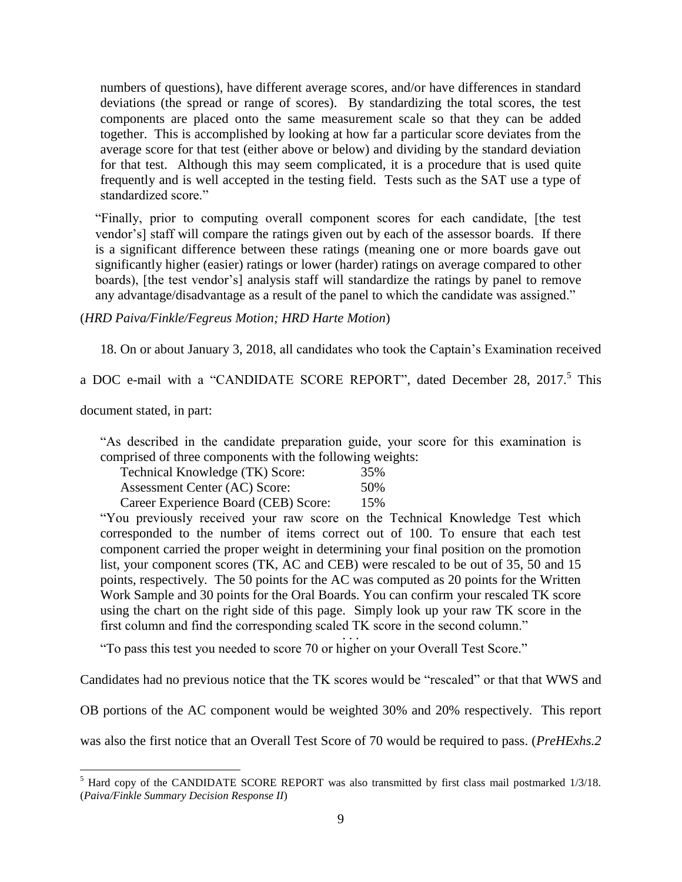numbers of questions), have different average scores, and/or have differences in standard deviations (the spread or range of scores). By standardizing the total scores, the test components are placed onto the same measurement scale so that they can be added together. This is accomplished by looking at how far a particular score deviates from the average score for that test (either above or below) and dividing by the standard deviation for that test. Although this may seem complicated, it is a procedure that is used quite frequently and is well accepted in the testing field. Tests such as the SAT use a type of standardized score."

> "Finally, prior to computing overall component scores for each candidate, [the test vendor's] staff will compare the ratings given out by each of the assessor boards. If there is a significant difference between these ratings (meaning one or more boards gave out significantly higher (easier) ratings or lower (harder) ratings on average compared to other boards), [the test vendor's] analysis staff will standardize the ratings by panel to remove any advantage/disadvantage as a result of the panel to which the candidate was assigned."

(*HRD Paiva/Finkle/Fegreus Motion; HRD Harte Motion*)

18. On or about January 3, 2018, all candidates who took the Captain's Examination received a DOC e-mail with a "CANDIDATE SCORE REPORT", dated December 28, 2017.[5] This document stated, in part:

> "As described in the candidate preparation guide, your score for this examination is comprised of three components with the following weights:
>
> | | |
> |---|---|
> | Technical Knowledge (TK) Score: | 35% |
> | Assessment Center (AC) Score: | 50% |
> | Career Experience Board (CEB) Score: | 15% |
>
> "You previously received your raw score on the Technical Knowledge Test which corresponded to the number of items correct out of 100. To ensure that each test component carried the proper weight in determining your final position on the promotion list, your component scores (TK, AC and CEB) were rescaled to be out of 35, 50 and 15 points, respectively. The 50 points for the AC was computed as 20 points for the Written Work Sample and 30 points for the Oral Boards. You can confirm your rescaled TK score using the chart on the right side of this page. Simply look up your raw TK score in the first column and find the corresponding scaled TK score in the second column."
>
> . . .
>
> "To pass this test you needed to score 70 or higher on your Overall Test Score."

Candidates had no previous notice that the TK scores would be "rescaled" or that that WWS and OB portions of the AC component would be weighted 30% and 20% respectively. This report was also the first notice that an Overall Test Score of 70 would be required to pass. (*PreHExhs.2*

---

[5] Hard copy of the CANDIDATE SCORE REPORT was also transmitted by first class mail postmarked 1/3/18. (*Paiva/Finkle Summary Decision Response II*)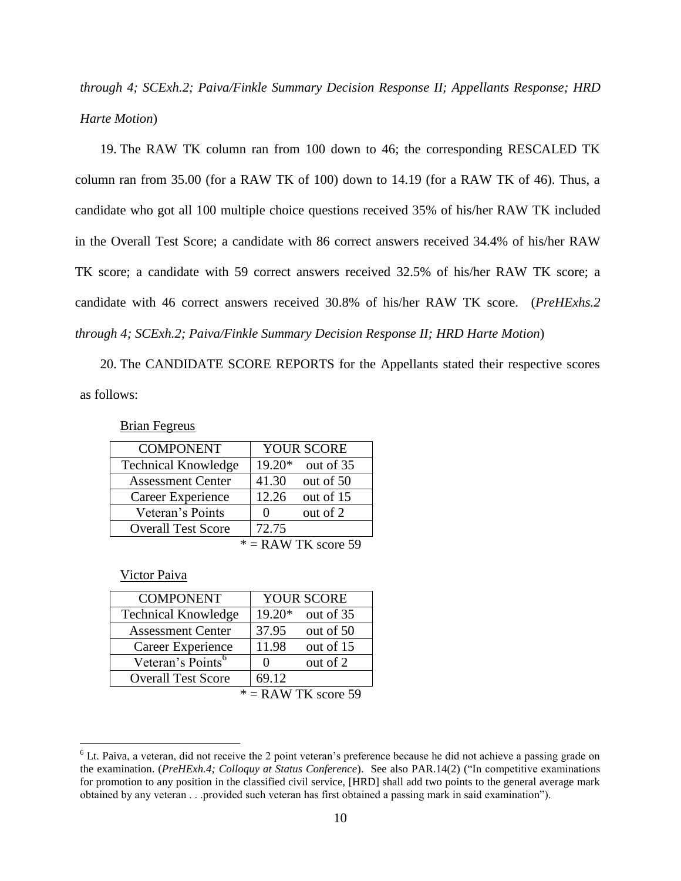*through 4; SCExh.2; Paiva/Finkle Summary Decision Response II; Appellants Response; HRD Harte Motion*)

19. The RAW TK column ran from 100 down to 46; the corresponding RESCALED TK column ran from 35.00 (for a RAW TK of 100) down to 14.19 (for a RAW TK of 46). Thus, a candidate who got all 100 multiple choice questions received 35% of his/her RAW TK included in the Overall Test Score; a candidate with 86 correct answers received 34.4% of his/her RAW TK score; a candidate with 59 correct answers received 32.5% of his/her RAW TK score; a candidate with 46 correct answers received 30.8% of his/her RAW TK score. (*PreHExhs.2 through 4; SCExh.2; Paiva/Finkle Summary Decision Response II; HRD Harte Motion*)

20. The CANDIDATE SCORE REPORTS for the Appellants stated their respective scores as follows:

<u>Brian Fegreus</u>

| COMPONENT | YOUR SCORE | |
|---|---|---|
| Technical Knowledge | 19.20* | out of 35 |
| Assessment Center | 41.30 | out of 50 |
| Career Experience | 12.26 | out of 15 |
| Veteran's Points | 0 | out of 2 |
| Overall Test Score | 72.75 | |

\* = RAW TK score 59

<u>Victor Paiva</u>

| COMPONENT | YOUR SCORE | |
|---|---|---|
| Technical Knowledge | 19.20* | out of 35 |
| Assessment Center | 37.95 | out of 50 |
| Career Experience | 11.98 | out of 15 |
| Veteran's Points[6] | 0 | out of 2 |
| Overall Test Score | 69.12 | |

\* = RAW TK score 59

[6] Lt. Paiva, a veteran, did not receive the 2 point veteran's preference because he did not achieve a passing grade on the examination. (*PreHExh.4; Colloquy at Status Conference*). See also PAR.14(2) ("In competitive examinations for promotion to any position in the classified civil service, [HRD] shall add two points to the general average mark obtained by any veteran . . .provided such veteran has first obtained a passing mark in said examination").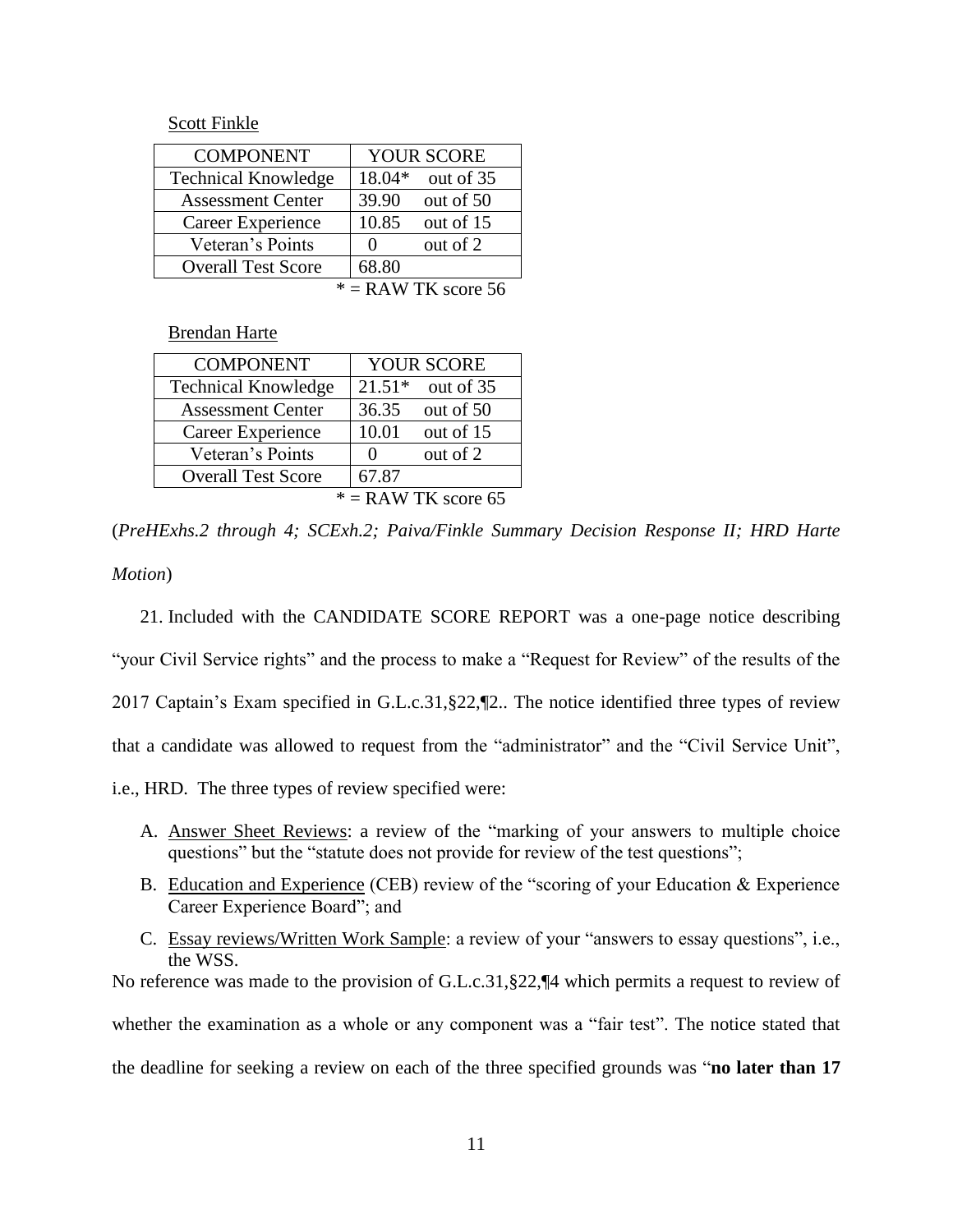Scott Finkle

| COMPONENT | YOUR SCORE |
|---|---|
| Technical Knowledge | 18.04* out of 35 |
| Assessment Center | 39.90 out of 50 |
| Career Experience | 10.85 out of 15 |
| Veteran's Points | 0 out of 2 |
| Overall Test Score | 68.80 |

* = RAW TK score 56

Brendan Harte

| COMPONENT | YOUR SCORE |
|---|---|
| Technical Knowledge | 21.51* out of 35 |
| Assessment Center | 36.35 out of 50 |
| Career Experience | 10.01 out of 15 |
| Veteran's Points | 0 out of 2 |
| Overall Test Score | 67.87 |

* = RAW TK score 65

(*PreHExhs.2 through 4; SCExh.2; Paiva/Finkle Summary Decision Response II; HRD Harte Motion*)

21. Included with the CANDIDATE SCORE REPORT was a one-page notice describing "your Civil Service rights" and the process to make a "Request for Review" of the results of the 2017 Captain's Exam specified in G.L.c.31,§22,¶2.. The notice identified three types of review that a candidate was allowed to request from the "administrator" and the "Civil Service Unit", i.e., HRD. The three types of review specified were:

A. Answer Sheet Reviews: a review of the "marking of your answers to multiple choice questions" but the "statute does not provide for review of the test questions";

B. Education and Experience (CEB) review of the "scoring of your Education & Experience Career Experience Board"; and

C. Essay reviews/Written Work Sample: a review of your "answers to essay questions", i.e., the WSS.

No reference was made to the provision of G.L.c.31,§22,¶4 which permits a request to review of whether the examination as a whole or any component was a "fair test". The notice stated that the deadline for seeking a review on each of the three specified grounds was "**no later than 17**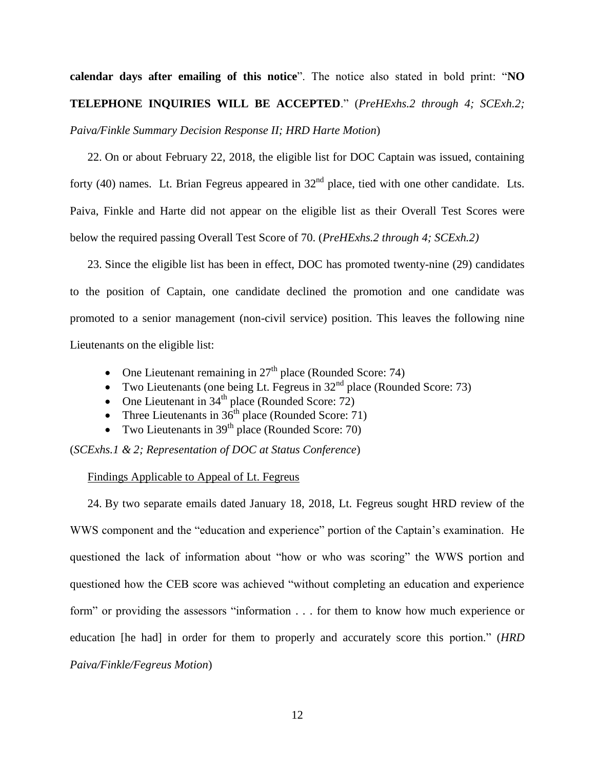**calendar days after emailing of this notice**". The notice also stated in bold print: "**NO TELEPHONE INQUIRIES WILL BE ACCEPTED**." (*PreHExhs.2 through 4; SCExh.2; Paiva/Finkle Summary Decision Response II; HRD Harte Motion*)

22. On or about February 22, 2018, the eligible list for DOC Captain was issued, containing forty (40) names. Lt. Brian Fegreus appeared in 32nd place, tied with one other candidate. Lts. Paiva, Finkle and Harte did not appear on the eligible list as their Overall Test Scores were below the required passing Overall Test Score of 70. (*PreHExhs.2 through 4; SCExh.2)*

23. Since the eligible list has been in effect, DOC has promoted twenty-nine (29) candidates to the position of Captain, one candidate declined the promotion and one candidate was promoted to a senior management (non-civil service) position. This leaves the following nine Lieutenants on the eligible list:

- One Lieutenant remaining in 27th place (Rounded Score: 74)
- Two Lieutenants (one being Lt. Fegreus in 32nd place (Rounded Score: 73)
- One Lieutenant in 34th place (Rounded Score: 72)
- Three Lieutenants in 36th place (Rounded Score: 71)
- Two Lieutenants in 39th place (Rounded Score: 70)

(*SCExhs.1 & 2; Representation of DOC at Status Conference*)

Findings Applicable to Appeal of Lt. Fegreus

24. By two separate emails dated January 18, 2018, Lt. Fegreus sought HRD review of the WWS component and the "education and experience" portion of the Captain's examination. He questioned the lack of information about "how or who was scoring" the WWS portion and questioned how the CEB score was achieved "without completing an education and experience form" or providing the assessors "information . . . for them to know how much experience or education [he had] in order for them to properly and accurately score this portion." (*HRD Paiva/Finkle/Fegreus Motion*)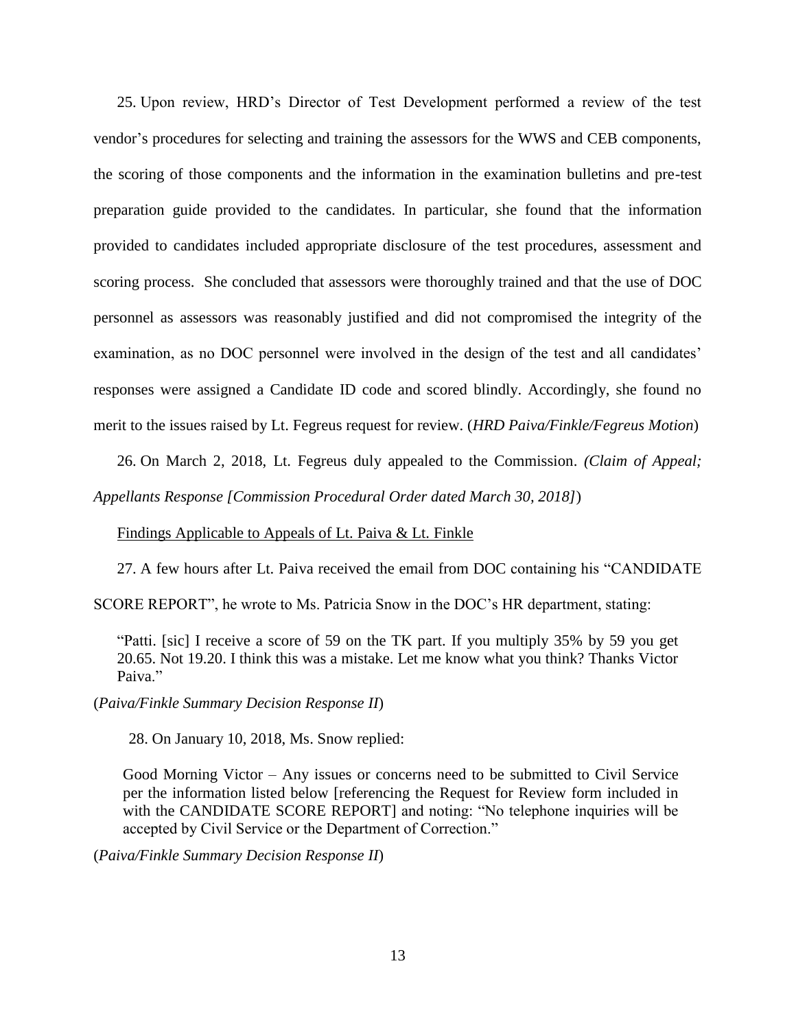25. Upon review, HRD's Director of Test Development performed a review of the test vendor's procedures for selecting and training the assessors for the WWS and CEB components, the scoring of those components and the information in the examination bulletins and pre-test preparation guide provided to the candidates. In particular, she found that the information provided to candidates included appropriate disclosure of the test procedures, assessment and scoring process. She concluded that assessors were thoroughly trained and that the use of DOC personnel as assessors was reasonably justified and did not compromised the integrity of the examination, as no DOC personnel were involved in the design of the test and all candidates' responses were assigned a Candidate ID code and scored blindly. Accordingly, she found no merit to the issues raised by Lt. Fegreus request for review. (*HRD Paiva/Finkle/Fegreus Motion*)

26. On March 2, 2018, Lt. Fegreus duly appealed to the Commission. *(Claim of Appeal; Appellants Response [Commission Procedural Order dated March 30, 2018]*)

Findings Applicable to Appeals of Lt. Paiva & Lt. Finkle

27. A few hours after Lt. Paiva received the email from DOC containing his "CANDIDATE SCORE REPORT", he wrote to Ms. Patricia Snow in the DOC's HR department, stating:

> "Patti. [sic] I receive a score of 59 on the TK part. If you multiply 35% by 59 you get 20.65. Not 19.20. I think this was a mistake. Let me know what you think? Thanks Victor Paiva."

(*Paiva/Finkle Summary Decision Response II*)

28. On January 10, 2018, Ms. Snow replied:

> Good Morning Victor – Any issues or concerns need to be submitted to Civil Service per the information listed below [referencing the Request for Review form included in with the CANDIDATE SCORE REPORT] and noting: "No telephone inquiries will be accepted by Civil Service or the Department of Correction."

(*Paiva/Finkle Summary Decision Response II*)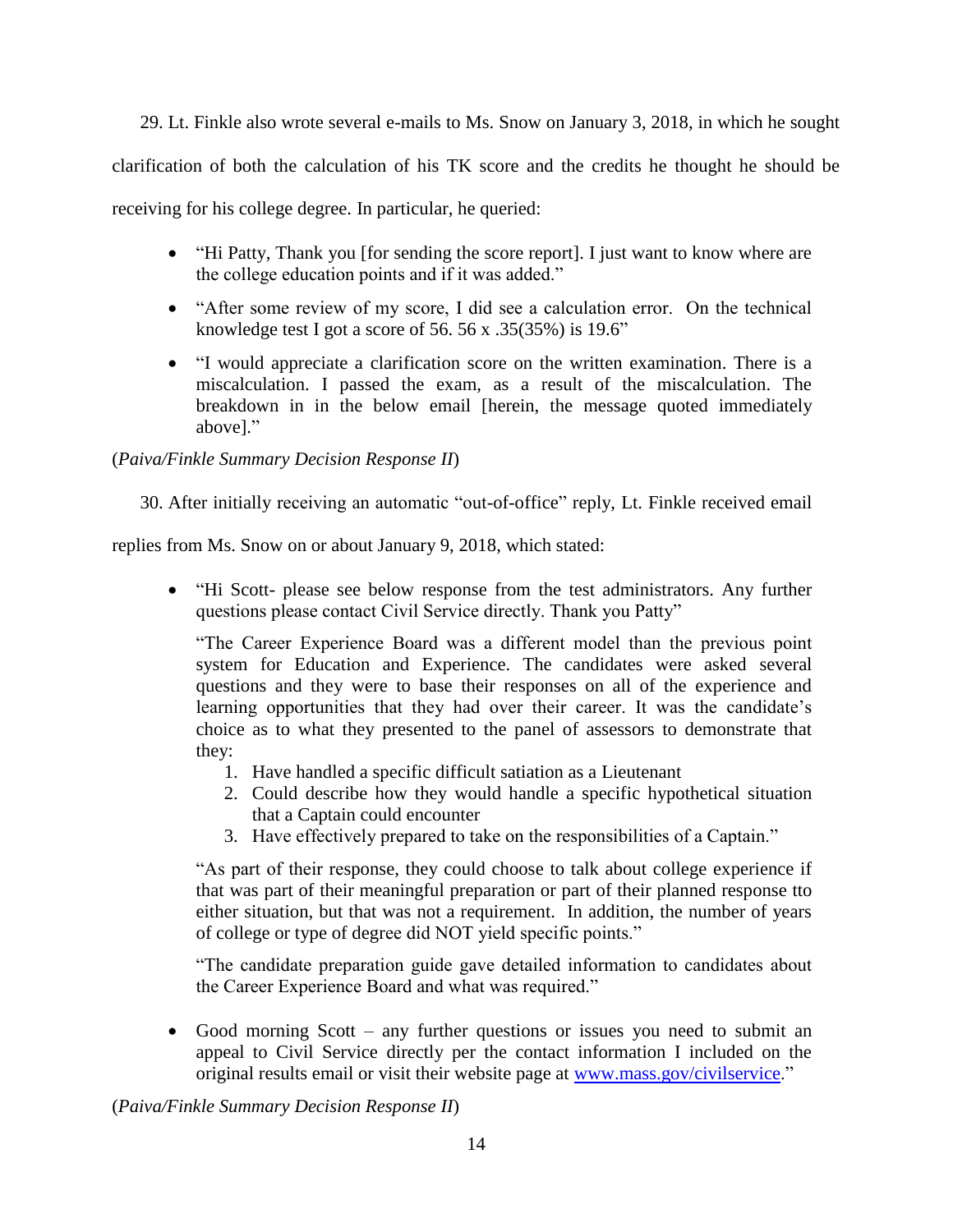29. Lt. Finkle also wrote several e-mails to Ms. Snow on January 3, 2018, in which he sought clarification of both the calculation of his TK score and the credits he thought he should be receiving for his college degree. In particular, he queried:

- "Hi Patty, Thank you [for sending the score report]. I just want to know where are the college education points and if it was added."
- "After some review of my score, I did see a calculation error. On the technical knowledge test I got a score of 56. 56 x .35(35%) is 19.6"
- "I would appreciate a clarification score on the written examination. There is a miscalculation. I passed the exam, as a result of the miscalculation. The breakdown in in the below email [herein, the message quoted immediately above]."

(*Paiva/Finkle Summary Decision Response II*)

30. After initially receiving an automatic "out-of-office" reply, Lt. Finkle received email replies from Ms. Snow on or about January 9, 2018, which stated:

- "Hi Scott- please see below response from the test administrators. Any further questions please contact Civil Service directly. Thank you Patty"

  "The Career Experience Board was a different model than the previous point system for Education and Experience. The candidates were asked several questions and they were to base their responses on all of the experience and learning opportunities that they had over their career. It was the candidate's choice as to what they presented to the panel of assessors to demonstrate that they:
  1. Have handled a specific difficult satiation as a Lieutenant
  2. Could describe how they would handle a specific hypothetical situation that a Captain could encounter
  3. Have effectively prepared to take on the responsibilities of a Captain."

  "As part of their response, they could choose to talk about college experience if that was part of their meaningful preparation or part of their planned response tto either situation, but that was not a requirement. In addition, the number of years of college or type of degree did NOT yield specific points."

  "The candidate preparation guide gave detailed information to candidates about the Career Experience Board and what was required."

- Good morning Scott – any further questions or issues you need to submit an appeal to Civil Service directly per the contact information I included on the original results email or visit their website page at www.mass.gov/civilservice."

(*Paiva/Finkle Summary Decision Response II*)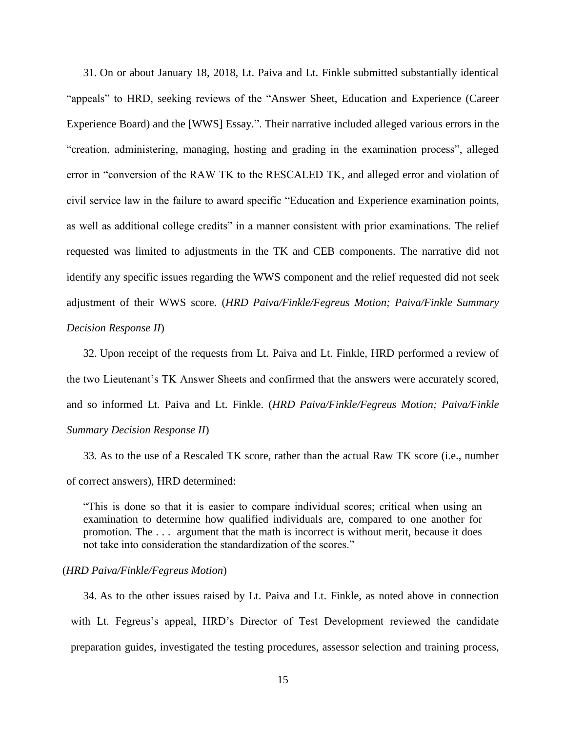31. On or about January 18, 2018, Lt. Paiva and Lt. Finkle submitted substantially identical "appeals" to HRD, seeking reviews of the "Answer Sheet, Education and Experience (Career Experience Board) and the [WWS] Essay.". Their narrative included alleged various errors in the "creation, administering, managing, hosting and grading in the examination process", alleged error in "conversion of the RAW TK to the RESCALED TK, and alleged error and violation of civil service law in the failure to award specific "Education and Experience examination points, as well as additional college credits" in a manner consistent with prior examinations. The relief requested was limited to adjustments in the TK and CEB components. The narrative did not identify any specific issues regarding the WWS component and the relief requested did not seek adjustment of their WWS score. (*HRD Paiva/Finkle/Fegreus Motion; Paiva/Finkle Summary Decision Response II*)

32. Upon receipt of the requests from Lt. Paiva and Lt. Finkle, HRD performed a review of the two Lieutenant's TK Answer Sheets and confirmed that the answers were accurately scored, and so informed Lt. Paiva and Lt. Finkle. (*HRD Paiva/Finkle/Fegreus Motion; Paiva/Finkle Summary Decision Response II*)

33. As to the use of a Rescaled TK score, rather than the actual Raw TK score (i.e., number of correct answers), HRD determined:

> "This is done so that it is easier to compare individual scores; critical when using an examination to determine how qualified individuals are, compared to one another for promotion. The . . . argument that the math is incorrect is without merit, because it does not take into consideration the standardization of the scores."

(*HRD Paiva/Finkle/Fegreus Motion*)

34. As to the other issues raised by Lt. Paiva and Lt. Finkle, as noted above in connection with Lt. Fegreus's appeal, HRD's Director of Test Development reviewed the candidate preparation guides, investigated the testing procedures, assessor selection and training process,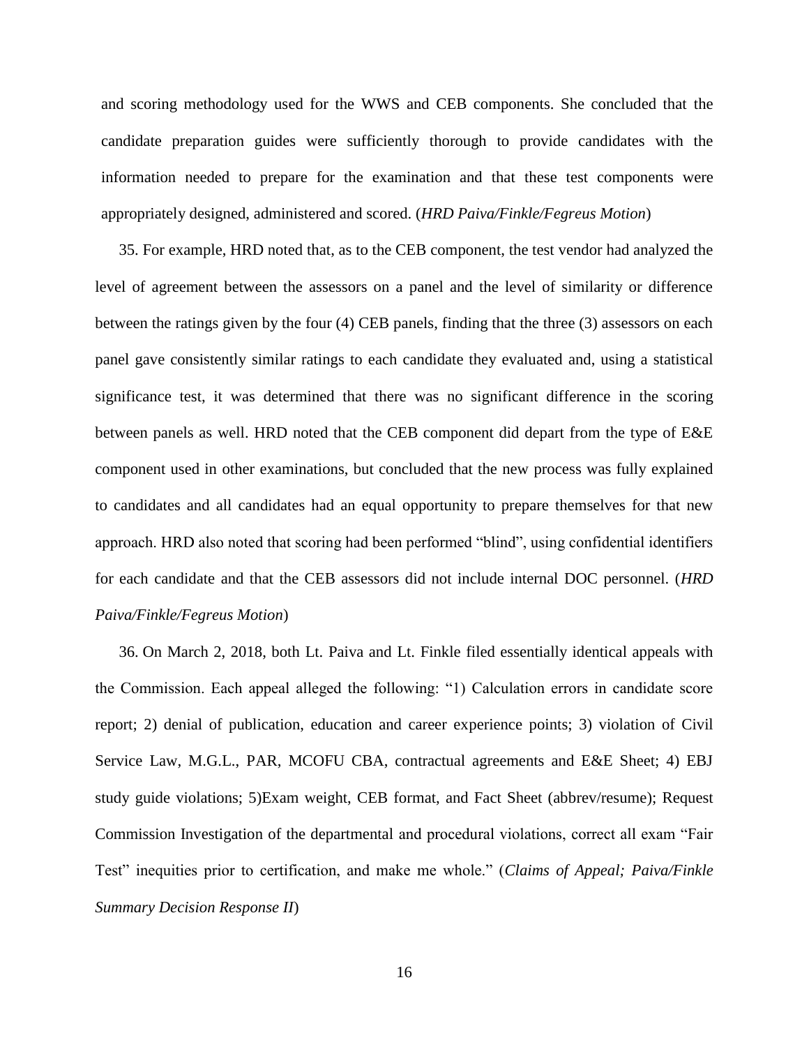and scoring methodology used for the WWS and CEB components. She concluded that the candidate preparation guides were sufficiently thorough to provide candidates with the information needed to prepare for the examination and that these test components were appropriately designed, administered and scored. (*HRD Paiva/Finkle/Fegreus Motion*)

35. For example, HRD noted that, as to the CEB component, the test vendor had analyzed the level of agreement between the assessors on a panel and the level of similarity or difference between the ratings given by the four (4) CEB panels, finding that the three (3) assessors on each panel gave consistently similar ratings to each candidate they evaluated and, using a statistical significance test, it was determined that there was no significant difference in the scoring between panels as well. HRD noted that the CEB component did depart from the type of E&E component used in other examinations, but concluded that the new process was fully explained to candidates and all candidates had an equal opportunity to prepare themselves for that new approach. HRD also noted that scoring had been performed "blind", using confidential identifiers for each candidate and that the CEB assessors did not include internal DOC personnel. (*HRD Paiva/Finkle/Fegreus Motion*)

36. On March 2, 2018, both Lt. Paiva and Lt. Finkle filed essentially identical appeals with the Commission. Each appeal alleged the following: "1) Calculation errors in candidate score report; 2) denial of publication, education and career experience points; 3) violation of Civil Service Law, M.G.L., PAR, MCOFU CBA, contractual agreements and E&E Sheet; 4) EBJ study guide violations; 5)Exam weight, CEB format, and Fact Sheet (abbrev/resume); Request Commission Investigation of the departmental and procedural violations, correct all exam "Fair Test" inequities prior to certification, and make me whole." (*Claims of Appeal; Paiva/Finkle Summary Decision Response II*)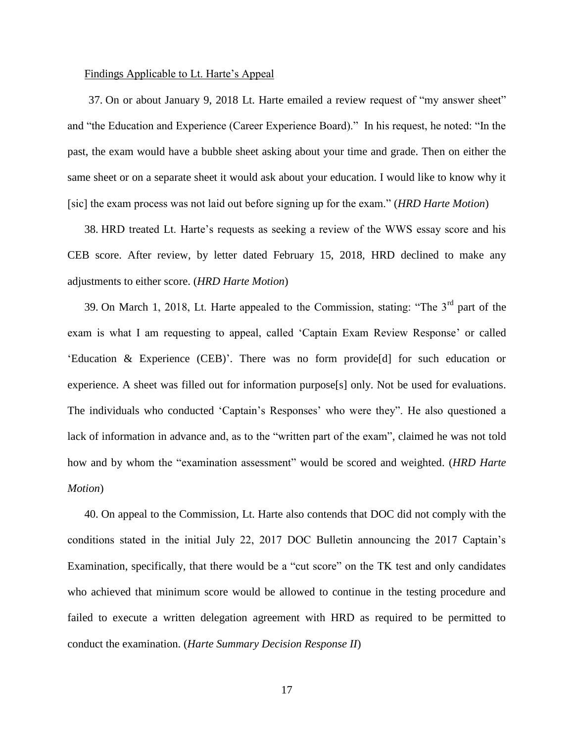<u>Findings Applicable to Lt. Harte's Appeal</u>

37. On or about January 9, 2018 Lt. Harte emailed a review request of "my answer sheet" and "the Education and Experience (Career Experience Board)." In his request, he noted: "In the past, the exam would have a bubble sheet asking about your time and grade. Then on either the same sheet or on a separate sheet it would ask about your education. I would like to know why it [sic] the exam process was not laid out before signing up for the exam." (*HRD Harte Motion*)

38. HRD treated Lt. Harte's requests as seeking a review of the WWS essay score and his CEB score. After review, by letter dated February 15, 2018, HRD declined to make any adjustments to either score. (*HRD Harte Motion*)

39. On March 1, 2018, Lt. Harte appealed to the Commission, stating: "The 3rd part of the exam is what I am requesting to appeal, called 'Captain Exam Review Response' or called 'Education & Experience (CEB)'. There was no form provide[d] for such education or experience. A sheet was filled out for information purpose[s] only. Not be used for evaluations. The individuals who conducted 'Captain's Responses' who were they". He also questioned a lack of information in advance and, as to the "written part of the exam", claimed he was not told how and by whom the "examination assessment" would be scored and weighted. (*HRD Harte Motion*)

40. On appeal to the Commission, Lt. Harte also contends that DOC did not comply with the conditions stated in the initial July 22, 2017 DOC Bulletin announcing the 2017 Captain's Examination, specifically, that there would be a "cut score" on the TK test and only candidates who achieved that minimum score would be allowed to continue in the testing procedure and failed to execute a written delegation agreement with HRD as required to be permitted to conduct the examination. (*Harte Summary Decision Response II*)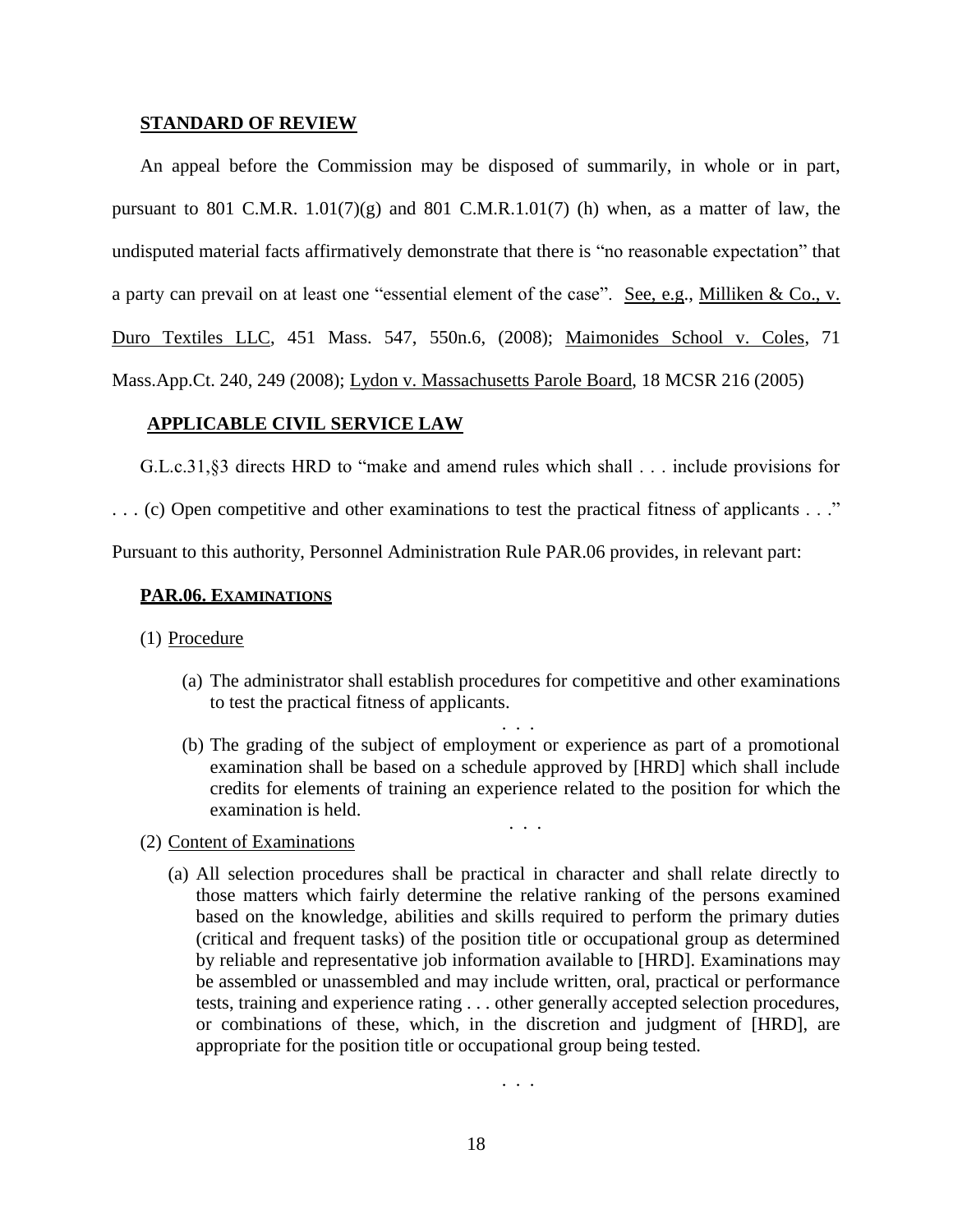**STANDARD OF REVIEW**

An appeal before the Commission may be disposed of summarily, in whole or in part, pursuant to 801 C.M.R. 1.01(7)(g) and 801 C.M.R.1.01(7) (h) when, as a matter of law, the undisputed material facts affirmatively demonstrate that there is "no reasonable expectation" that a party can prevail on at least one "essential element of the case". See, e.g., Milliken & Co., v. Duro Textiles LLC, 451 Mass. 547, 550n.6, (2008); Maimonides School v. Coles, 71 Mass.App.Ct. 240, 249 (2008); Lydon v. Massachusetts Parole Board, 18 MCSR 216 (2005)

**APPLICABLE CIVIL SERVICE LAW**

G.L.c.31,§3 directs HRD to "make and amend rules which shall . . . include provisions for . . . (c) Open competitive and other examinations to test the practical fitness of applicants . . ." Pursuant to this authority, Personnel Administration Rule PAR.06 provides, in relevant part:

**PAR.06. EXAMINATIONS**

(1) Procedure

(a) The administrator shall establish procedures for competitive and other examinations to test the practical fitness of applicants.

. . .

(b) The grading of the subject of employment or experience as part of a promotional examination shall be based on a schedule approved by [HRD] which shall include credits for elements of training an experience related to the position for which the examination is held.

. . .

(2) Content of Examinations

(a) All selection procedures shall be practical in character and shall relate directly to those matters which fairly determine the relative ranking of the persons examined based on the knowledge, abilities and skills required to perform the primary duties (critical and frequent tasks) of the position title or occupational group as determined by reliable and representative job information available to [HRD]. Examinations may be assembled or unassembled and may include written, oral, practical or performance tests, training and experience rating . . . other generally accepted selection procedures, or combinations of these, which, in the discretion and judgment of [HRD], are appropriate for the position title or occupational group being tested.

. . .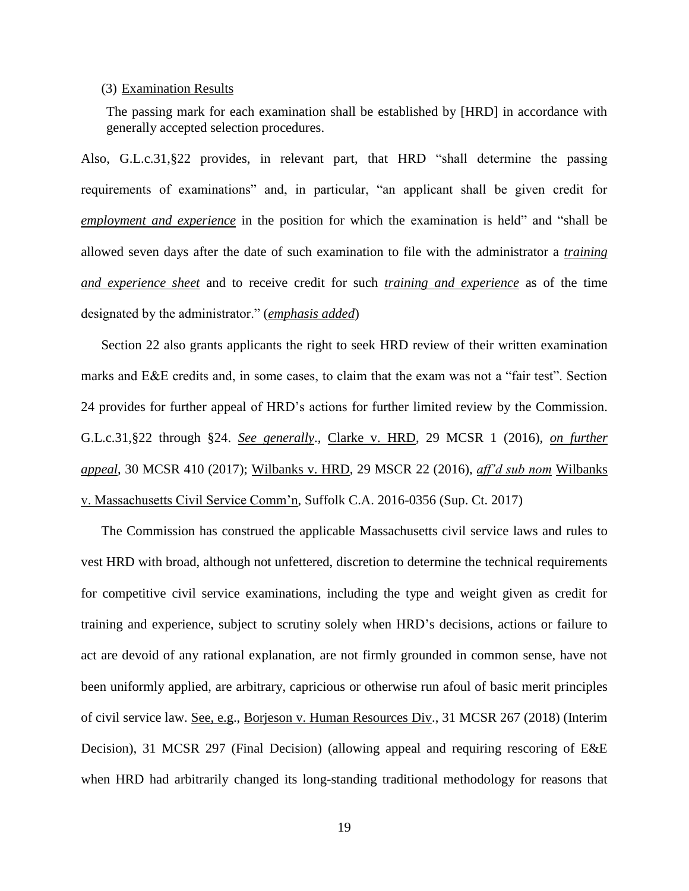(3) Examination Results

> The passing mark for each examination shall be established by [HRD] in accordance with generally accepted selection procedures.

Also, G.L.c.31,§22 provides, in relevant part, that HRD "shall determine the passing requirements of examinations" and, in particular, "an applicant shall be given credit for ***employment and experience*** in the position for which the examination is held" and "shall be allowed seven days after the date of such examination to file with the administrator a ***training and experience sheet*** and to receive credit for such ***training and experience*** as of the time designated by the administrator." (***emphasis added***)

Section 22 also grants applicants the right to seek HRD review of their written examination marks and E&E credits and, in some cases, to claim that the exam was not a "fair test". Section 24 provides for further appeal of HRD's actions for further limited review by the Commission. G.L.c.31,§22 through §24. *See generally*., Clarke v. HRD, 29 MCSR 1 (2016), *on further appeal*, 30 MCSR 410 (2017); Wilbanks v. HRD, 29 MSCR 22 (2016), *aff'd sub nom* Wilbanks v. Massachusetts Civil Service Comm'n, Suffolk C.A. 2016-0356 (Sup. Ct. 2017)

The Commission has construed the applicable Massachusetts civil service laws and rules to vest HRD with broad, although not unfettered, discretion to determine the technical requirements for competitive civil service examinations, including the type and weight given as credit for training and experience, subject to scrutiny solely when HRD's decisions, actions or failure to act are devoid of any rational explanation, are not firmly grounded in common sense, have not been uniformly applied, are arbitrary, capricious or otherwise run afoul of basic merit principles of civil service law. See, e.g., Borjeson v. Human Resources Div., 31 MCSR 267 (2018) (Interim Decision), 31 MCSR 297 (Final Decision) (allowing appeal and requiring rescoring of E&E when HRD had arbitrarily changed its long-standing traditional methodology for reasons that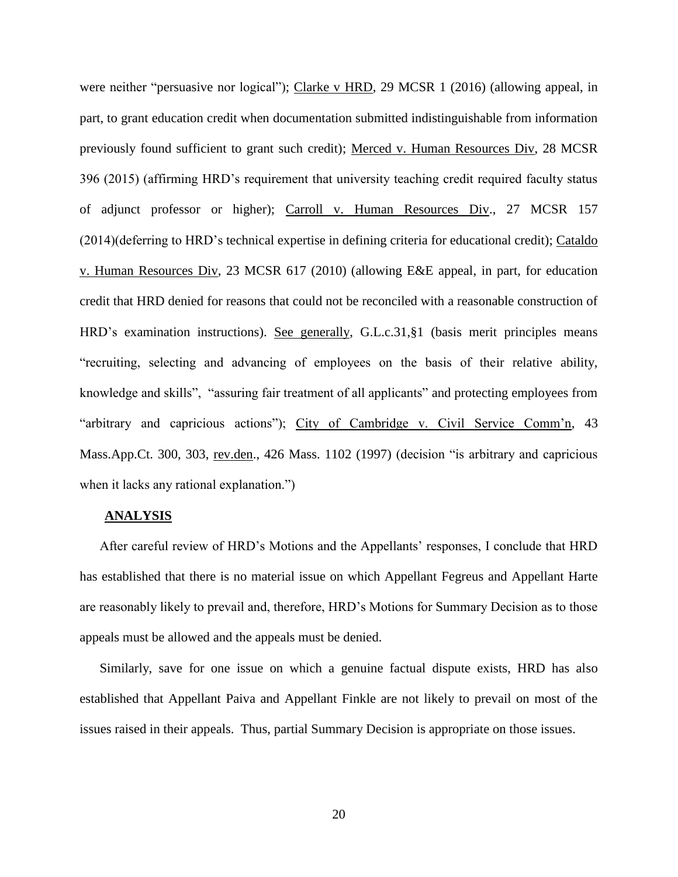were neither "persuasive nor logical"); Clarke v HRD, 29 MCSR 1 (2016) (allowing appeal, in part, to grant education credit when documentation submitted indistinguishable from information previously found sufficient to grant such credit); Merced v. Human Resources Div, 28 MCSR 396 (2015) (affirming HRD's requirement that university teaching credit required faculty status of adjunct professor or higher); Carroll v. Human Resources Div., 27 MCSR 157 (2014)(deferring to HRD's technical expertise in defining criteria for educational credit); Cataldo v. Human Resources Div, 23 MCSR 617 (2010) (allowing E&E appeal, in part, for education credit that HRD denied for reasons that could not be reconciled with a reasonable construction of HRD's examination instructions). See generally, G.L.c.31,§1 (basis merit principles means "recruiting, selecting and advancing of employees on the basis of their relative ability, knowledge and skills", "assuring fair treatment of all applicants" and protecting employees from "arbitrary and capricious actions"); City of Cambridge v. Civil Service Comm'n, 43 Mass.App.Ct. 300, 303, rev.den., 426 Mass. 1102 (1997) (decision "is arbitrary and capricious when it lacks any rational explanation.")

**ANALYSIS**

After careful review of HRD's Motions and the Appellants' responses, I conclude that HRD has established that there is no material issue on which Appellant Fegreus and Appellant Harte are reasonably likely to prevail and, therefore, HRD's Motions for Summary Decision as to those appeals must be allowed and the appeals must be denied.

Similarly, save for one issue on which a genuine factual dispute exists, HRD has also established that Appellant Paiva and Appellant Finkle are not likely to prevail on most of the issues raised in their appeals. Thus, partial Summary Decision is appropriate on those issues.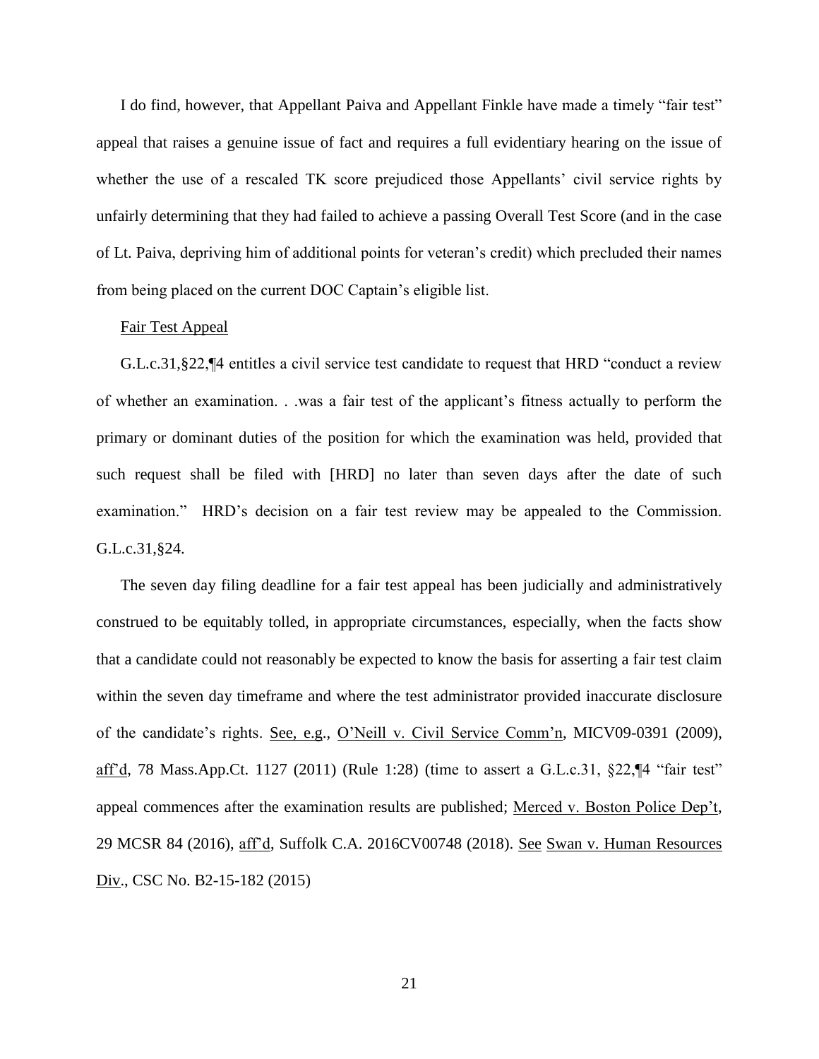I do find, however, that Appellant Paiva and Appellant Finkle have made a timely "fair test" appeal that raises a genuine issue of fact and requires a full evidentiary hearing on the issue of whether the use of a rescaled TK score prejudiced those Appellants' civil service rights by unfairly determining that they had failed to achieve a passing Overall Test Score (and in the case of Lt. Paiva, depriving him of additional points for veteran's credit) which precluded their names from being placed on the current DOC Captain's eligible list.

<u>Fair Test Appeal</u>

G.L.c.31,§22,¶4 entitles a civil service test candidate to request that HRD "conduct a review of whether an examination. . .was a fair test of the applicant's fitness actually to perform the primary or dominant duties of the position for which the examination was held, provided that such request shall be filed with [HRD] no later than seven days after the date of such examination." HRD's decision on a fair test review may be appealed to the Commission. G.L.c.31,§24.

The seven day filing deadline for a fair test appeal has been judicially and administratively construed to be equitably tolled, in appropriate circumstances, especially, when the facts show that a candidate could not reasonably be expected to know the basis for asserting a fair test claim within the seven day timeframe and where the test administrator provided inaccurate disclosure of the candidate's rights. <u>See, e.g.</u>, <u>O'Neill v. Civil Service Comm'n</u>, MICV09-0391 (2009), <u>aff'd</u>, 78 Mass.App.Ct. 1127 (2011) (Rule 1:28) (time to assert a G.L.c.31, §22,¶4 "fair test" appeal commences after the examination results are published; <u>Merced v. Boston Police Dep't</u>, 29 MCSR 84 (2016), <u>aff'd</u>, Suffolk C.A. 2016CV00748 (2018). <u>See</u> <u>Swan v. Human Resources Div</u>., CSC No. B2-15-182 (2015)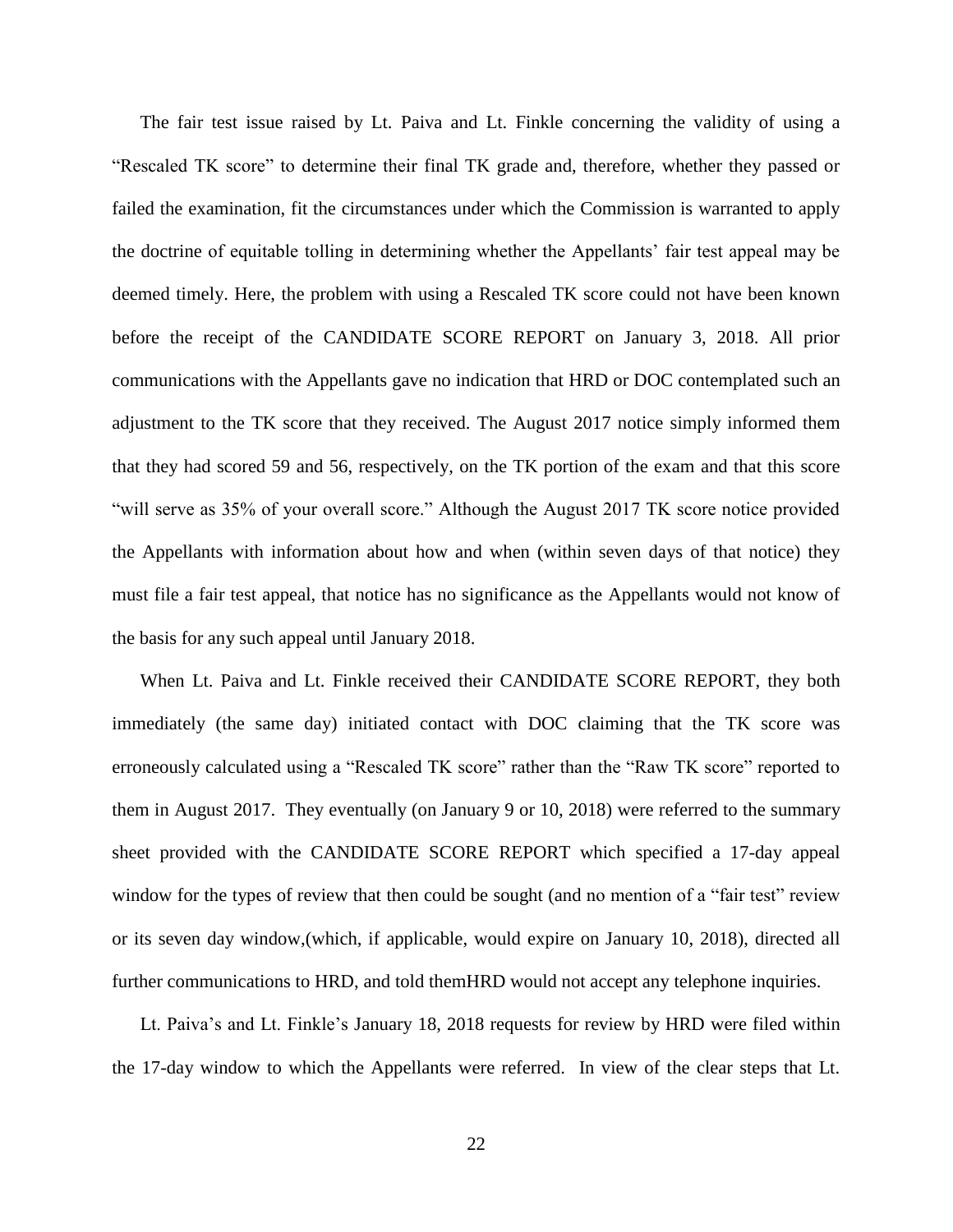The fair test issue raised by Lt. Paiva and Lt. Finkle concerning the validity of using a "Rescaled TK score" to determine their final TK grade and, therefore, whether they passed or failed the examination, fit the circumstances under which the Commission is warranted to apply the doctrine of equitable tolling in determining whether the Appellants' fair test appeal may be deemed timely. Here, the problem with using a Rescaled TK score could not have been known before the receipt of the CANDIDATE SCORE REPORT on January 3, 2018. All prior communications with the Appellants gave no indication that HRD or DOC contemplated such an adjustment to the TK score that they received. The August 2017 notice simply informed them that they had scored 59 and 56, respectively, on the TK portion of the exam and that this score "will serve as 35% of your overall score." Although the August 2017 TK score notice provided the Appellants with information about how and when (within seven days of that notice) they must file a fair test appeal, that notice has no significance as the Appellants would not know of the basis for any such appeal until January 2018.

When Lt. Paiva and Lt. Finkle received their CANDIDATE SCORE REPORT, they both immediately (the same day) initiated contact with DOC claiming that the TK score was erroneously calculated using a "Rescaled TK score" rather than the "Raw TK score" reported to them in August 2017. They eventually (on January 9 or 10, 2018) were referred to the summary sheet provided with the CANDIDATE SCORE REPORT which specified a 17-day appeal window for the types of review that then could be sought (and no mention of a "fair test" review or its seven day window,(which, if applicable, would expire on January 10, 2018), directed all further communications to HRD, and told themHRD would not accept any telephone inquiries.

Lt. Paiva's and Lt. Finkle's January 18, 2018 requests for review by HRD were filed within the 17-day window to which the Appellants were referred. In view of the clear steps that Lt.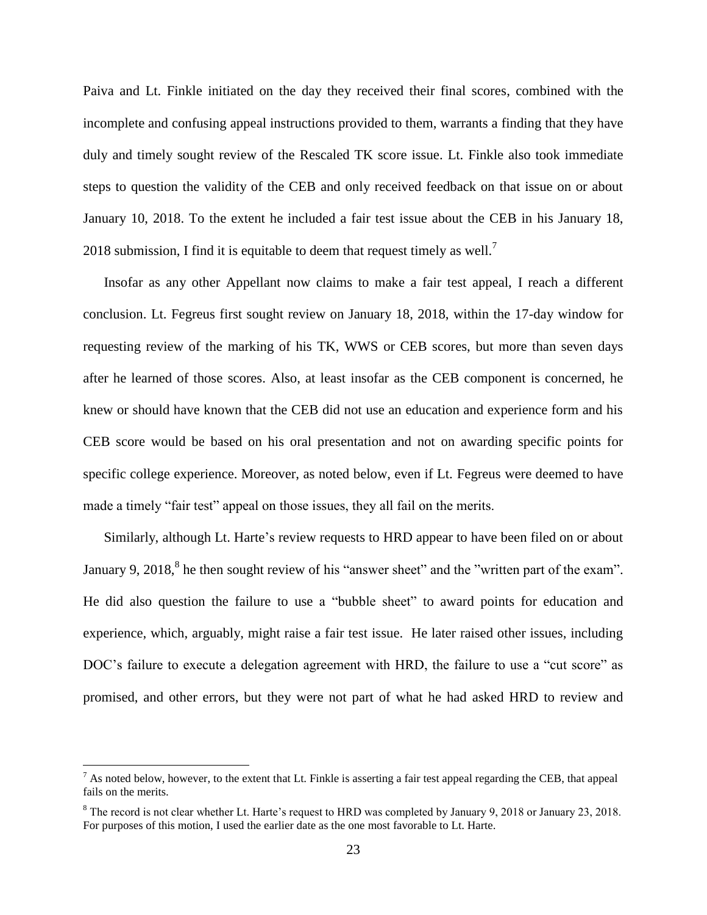Paiva and Lt. Finkle initiated on the day they received their final scores, combined with the incomplete and confusing appeal instructions provided to them, warrants a finding that they have duly and timely sought review of the Rescaled TK score issue. Lt. Finkle also took immediate steps to question the validity of the CEB and only received feedback on that issue on or about January 10, 2018. To the extent he included a fair test issue about the CEB in his January 18, 2018 submission, I find it is equitable to deem that request timely as well.[7]

Insofar as any other Appellant now claims to make a fair test appeal, I reach a different conclusion. Lt. Fegreus first sought review on January 18, 2018, within the 17-day window for requesting review of the marking of his TK, WWS or CEB scores, but more than seven days after he learned of those scores. Also, at least insofar as the CEB component is concerned, he knew or should have known that the CEB did not use an education and experience form and his CEB score would be based on his oral presentation and not on awarding specific points for specific college experience. Moreover, as noted below, even if Lt. Fegreus were deemed to have made a timely "fair test" appeal on those issues, they all fail on the merits.

Similarly, although Lt. Harte's review requests to HRD appear to have been filed on or about January 9, 2018,[8] he then sought review of his "answer sheet" and the "written part of the exam". He did also question the failure to use a "bubble sheet" to award points for education and experience, which, arguably, might raise a fair test issue. He later raised other issues, including DOC's failure to execute a delegation agreement with HRD, the failure to use a "cut score" as promised, and other errors, but they were not part of what he had asked HRD to review and

[7] As noted below, however, to the extent that Lt. Finkle is asserting a fair test appeal regarding the CEB, that appeal fails on the merits.

[8] The record is not clear whether Lt. Harte's request to HRD was completed by January 9, 2018 or January 23, 2018. For purposes of this motion, I used the earlier date as the one most favorable to Lt. Harte.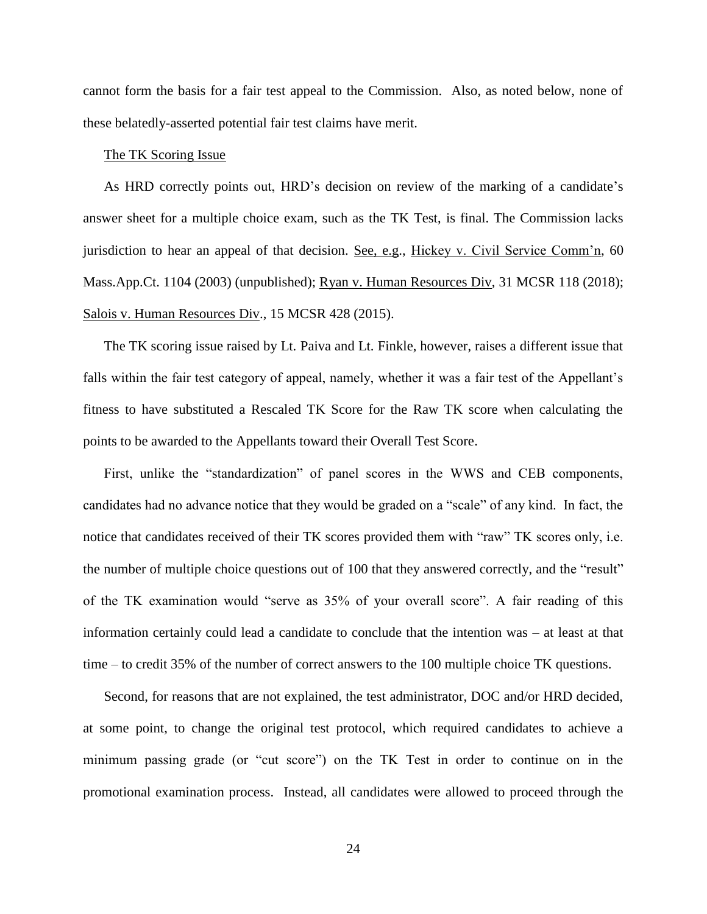cannot form the basis for a fair test appeal to the Commission. Also, as noted below, none of these belatedly-asserted potential fair test claims have merit.

<u>The TK Scoring Issue</u>

As HRD correctly points out, HRD's decision on review of the marking of a candidate's answer sheet for a multiple choice exam, such as the TK Test, is final. The Commission lacks jurisdiction to hear an appeal of that decision. <u>See, e.g.</u>, <u>Hickey v. Civil Service Comm'n</u>, 60 Mass.App.Ct. 1104 (2003) (unpublished); <u>Ryan v. Human Resources Div</u>, 31 MCSR 118 (2018); <u>Salois v. Human Resources Div</u>., 15 MCSR 428 (2015).

The TK scoring issue raised by Lt. Paiva and Lt. Finkle, however, raises a different issue that falls within the fair test category of appeal, namely, whether it was a fair test of the Appellant's fitness to have substituted a Rescaled TK Score for the Raw TK score when calculating the points to be awarded to the Appellants toward their Overall Test Score.

First, unlike the "standardization" of panel scores in the WWS and CEB components, candidates had no advance notice that they would be graded on a "scale" of any kind. In fact, the notice that candidates received of their TK scores provided them with "raw" TK scores only, i.e. the number of multiple choice questions out of 100 that they answered correctly, and the "result" of the TK examination would "serve as 35% of your overall score". A fair reading of this information certainly could lead a candidate to conclude that the intention was – at least at that time – to credit 35% of the number of correct answers to the 100 multiple choice TK questions.

Second, for reasons that are not explained, the test administrator, DOC and/or HRD decided, at some point, to change the original test protocol, which required candidates to achieve a minimum passing grade (or "cut score") on the TK Test in order to continue on in the promotional examination process. Instead, all candidates were allowed to proceed through the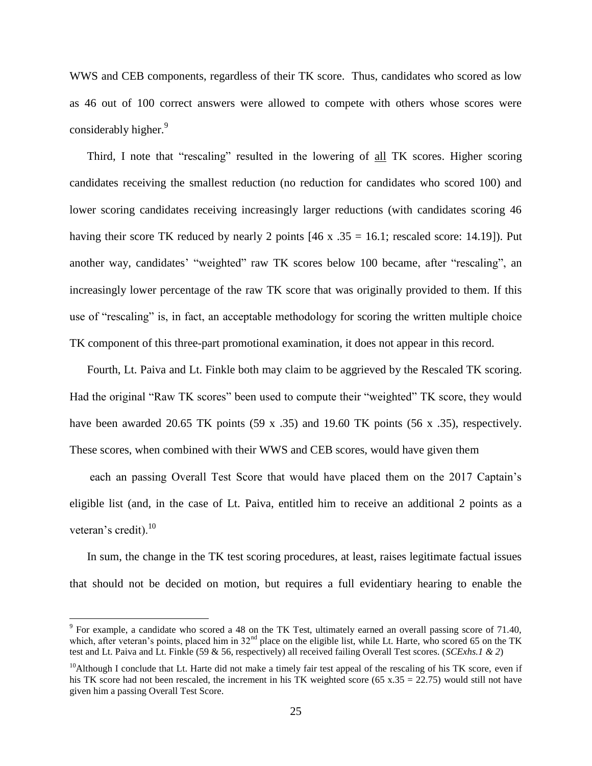WWS and CEB components, regardless of their TK score. Thus, candidates who scored as low as 46 out of 100 correct answers were allowed to compete with others whose scores were considerably higher.[9]

Third, I note that "rescaling" resulted in the lowering of all TK scores. Higher scoring candidates receiving the smallest reduction (no reduction for candidates who scored 100) and lower scoring candidates receiving increasingly larger reductions (with candidates scoring 46 having their score TK reduced by nearly 2 points [46 x .35 = 16.1; rescaled score: 14.19]). Put another way, candidates' "weighted" raw TK scores below 100 became, after "rescaling", an increasingly lower percentage of the raw TK score that was originally provided to them. If this use of "rescaling" is, in fact, an acceptable methodology for scoring the written multiple choice TK component of this three-part promotional examination, it does not appear in this record.

Fourth, Lt. Paiva and Lt. Finkle both may claim to be aggrieved by the Rescaled TK scoring. Had the original "Raw TK scores" been used to compute their "weighted" TK score, they would have been awarded 20.65 TK points (59 x .35) and 19.60 TK points (56 x .35), respectively. These scores, when combined with their WWS and CEB scores, would have given them each an passing Overall Test Score that would have placed them on the 2017 Captain's eligible list (and, in the case of Lt. Paiva, entitled him to receive an additional 2 points as a veteran's credit).[10]

In sum, the change in the TK test scoring procedures, at least, raises legitimate factual issues that should not be decided on motion, but requires a full evidentiary hearing to enable the

---

[9] For example, a candidate who scored a 48 on the TK Test, ultimately earned an overall passing score of 71.40, which, after veteran's points, placed him in 32nd place on the eligible list, while Lt. Harte, who scored 65 on the TK test and Lt. Paiva and Lt. Finkle (59 & 56, respectively) all received failing Overall Test scores. (*SCExhs.1 & 2*)

[10] Although I conclude that Lt. Harte did not make a timely fair test appeal of the rescaling of his TK score, even if his TK score had not been rescaled, the increment in his TK weighted score (65 x.35 = 22.75) would still not have given him a passing Overall Test Score.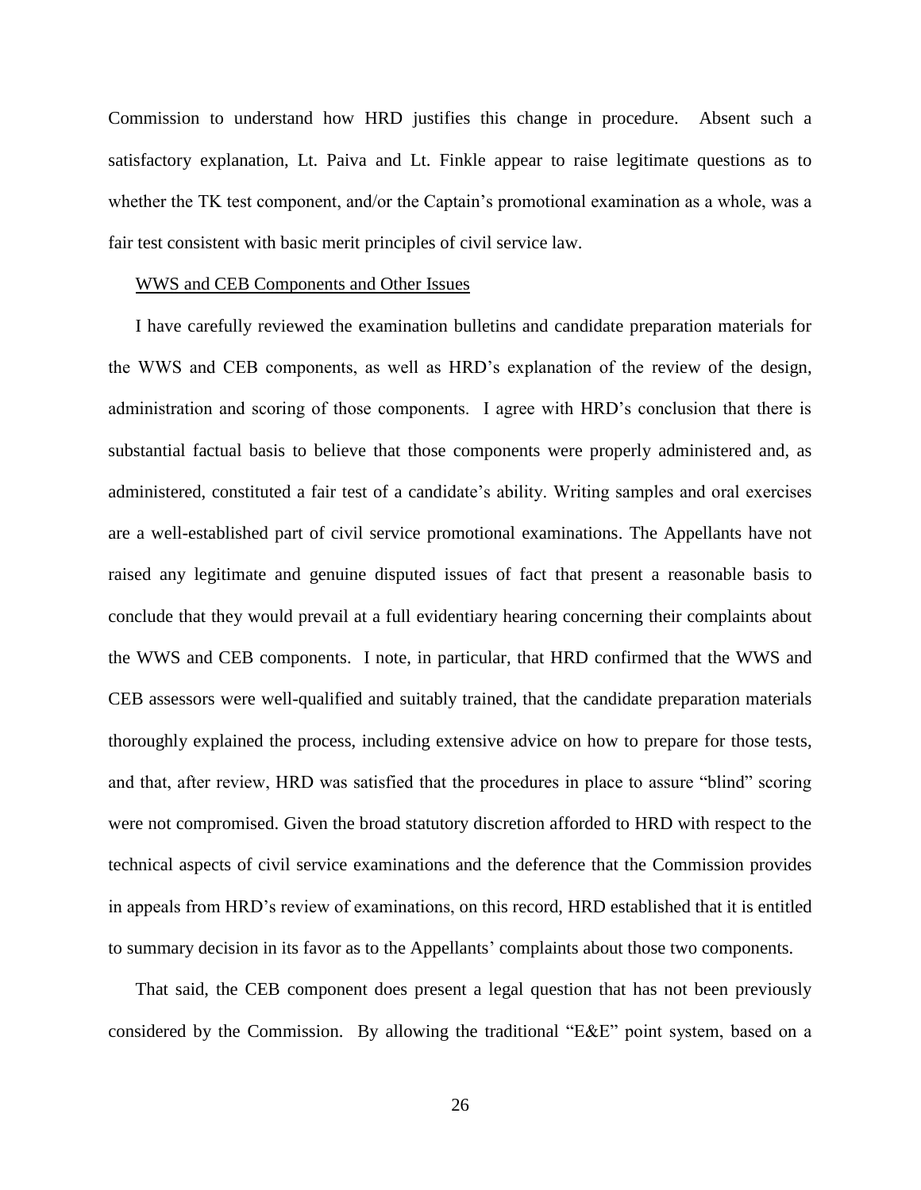Commission to understand how HRD justifies this change in procedure. Absent such a satisfactory explanation, Lt. Paiva and Lt. Finkle appear to raise legitimate questions as to whether the TK test component, and/or the Captain's promotional examination as a whole, was a fair test consistent with basic merit principles of civil service law.

<u>WWS and CEB Components and Other Issues</u>

I have carefully reviewed the examination bulletins and candidate preparation materials for the WWS and CEB components, as well as HRD's explanation of the review of the design, administration and scoring of those components. I agree with HRD's conclusion that there is substantial factual basis to believe that those components were properly administered and, as administered, constituted a fair test of a candidate's ability. Writing samples and oral exercises are a well-established part of civil service promotional examinations. The Appellants have not raised any legitimate and genuine disputed issues of fact that present a reasonable basis to conclude that they would prevail at a full evidentiary hearing concerning their complaints about the WWS and CEB components. I note, in particular, that HRD confirmed that the WWS and CEB assessors were well-qualified and suitably trained, that the candidate preparation materials thoroughly explained the process, including extensive advice on how to prepare for those tests, and that, after review, HRD was satisfied that the procedures in place to assure "blind" scoring were not compromised. Given the broad statutory discretion afforded to HRD with respect to the technical aspects of civil service examinations and the deference that the Commission provides in appeals from HRD's review of examinations, on this record, HRD established that it is entitled to summary decision in its favor as to the Appellants' complaints about those two components.

That said, the CEB component does present a legal question that has not been previously considered by the Commission. By allowing the traditional "E&E" point system, based on a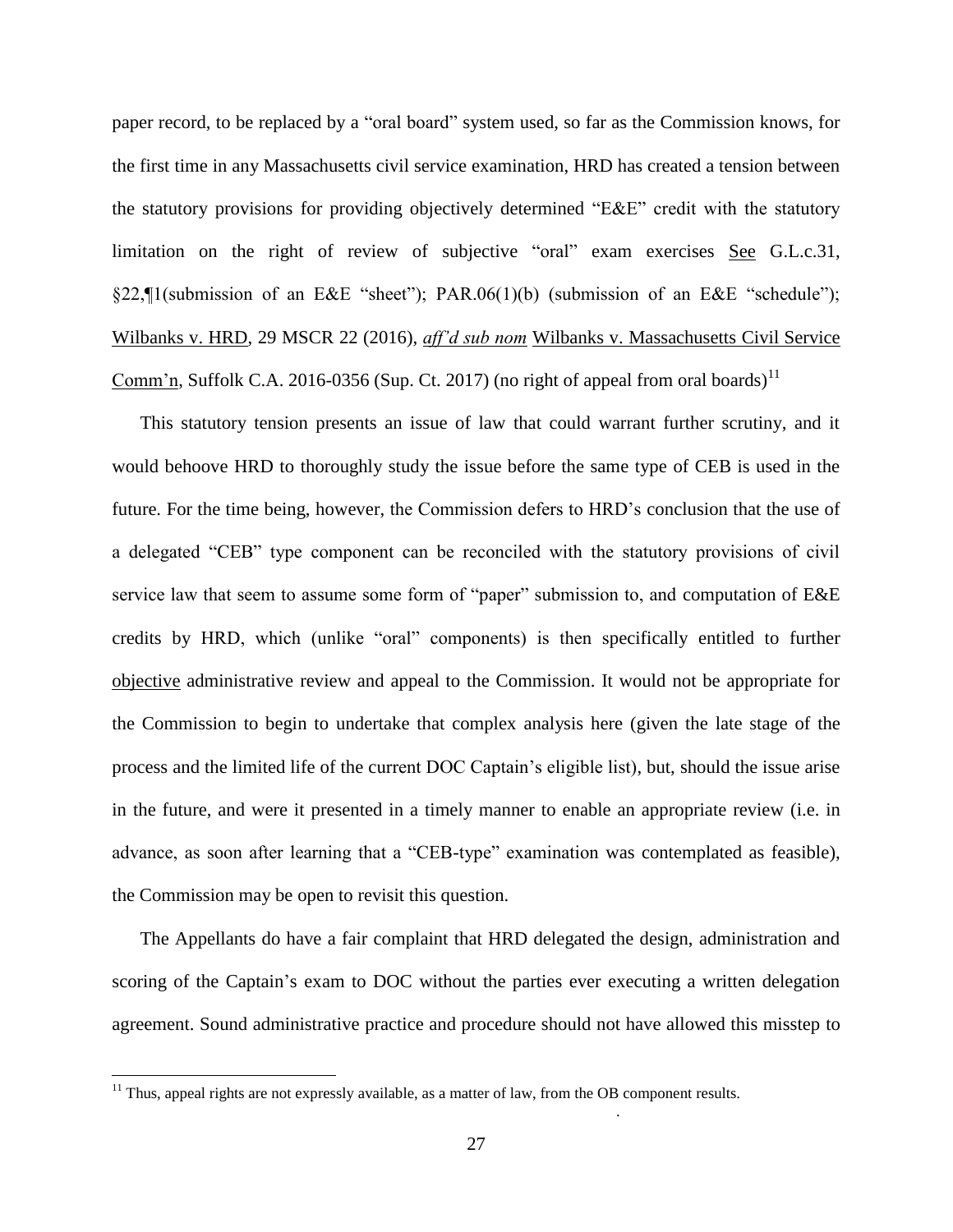paper record, to be replaced by a "oral board" system used, so far as the Commission knows, for the first time in any Massachusetts civil service examination, HRD has created a tension between the statutory provisions for providing objectively determined "E&E" credit with the statutory limitation on the right of review of subjective "oral" exam exercises See G.L.c.31, §22,¶1(submission of an E&E "sheet"); PAR.06(1)(b) (submission of an E&E "schedule"); Wilbanks v. HRD, 29 MSCR 22 (2016), *aff'd sub nom* Wilbanks v. Massachusetts Civil Service Comm'n, Suffolk C.A. 2016-0356 (Sup. Ct. 2017) (no right of appeal from oral boards)[11]

This statutory tension presents an issue of law that could warrant further scrutiny, and it would behoove HRD to thoroughly study the issue before the same type of CEB is used in the future. For the time being, however, the Commission defers to HRD's conclusion that the use of a delegated "CEB" type component can be reconciled with the statutory provisions of civil service law that seem to assume some form of "paper" submission to, and computation of E&E credits by HRD, which (unlike "oral" components) is then specifically entitled to further objective administrative review and appeal to the Commission. It would not be appropriate for the Commission to begin to undertake that complex analysis here (given the late stage of the process and the limited life of the current DOC Captain's eligible list), but, should the issue arise in the future, and were it presented in a timely manner to enable an appropriate review (i.e. in advance, as soon after learning that a "CEB-type" examination was contemplated as feasible), the Commission may be open to revisit this question.

The Appellants do have a fair complaint that HRD delegated the design, administration and scoring of the Captain's exam to DOC without the parties ever executing a written delegation agreement. Sound administrative practice and procedure should not have allowed this misstep to

---

[11] Thus, appeal rights are not expressly available, as a matter of law, from the OB component results.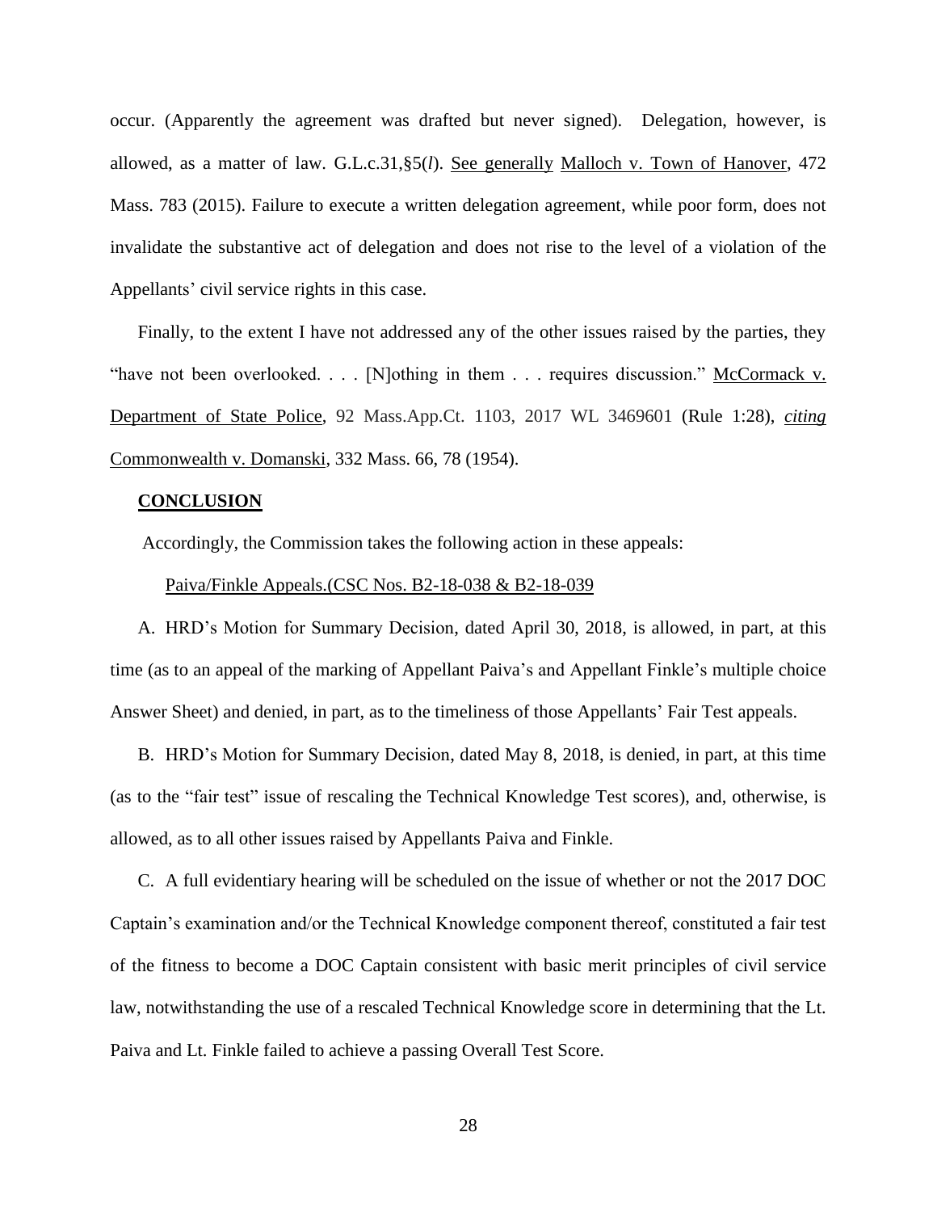occur. (Apparently the agreement was drafted but never signed). Delegation, however, is allowed, as a matter of law. G.L.c.31,§5(*l*). See generally Malloch v. Town of Hanover, 472 Mass. 783 (2015). Failure to execute a written delegation agreement, while poor form, does not invalidate the substantive act of delegation and does not rise to the level of a violation of the Appellants' civil service rights in this case.

Finally, to the extent I have not addressed any of the other issues raised by the parties, they "have not been overlooked. . . . [N]othing in them . . . requires discussion." McCormack v. Department of State Police, 92 Mass.App.Ct. 1103, 2017 WL 3469601 (Rule 1:28), *citing* Commonwealth v. Domanski, 332 Mass. 66, 78 (1954).

**CONCLUSION**

Accordingly, the Commission takes the following action in these appeals:

Paiva/Finkle Appeals.(CSC Nos. B2-18-038 & B2-18-039

A. HRD's Motion for Summary Decision, dated April 30, 2018, is allowed, in part, at this time (as to an appeal of the marking of Appellant Paiva's and Appellant Finkle's multiple choice Answer Sheet) and denied, in part, as to the timeliness of those Appellants' Fair Test appeals.

B. HRD's Motion for Summary Decision, dated May 8, 2018, is denied, in part, at this time (as to the "fair test" issue of rescaling the Technical Knowledge Test scores), and, otherwise, is allowed, as to all other issues raised by Appellants Paiva and Finkle.

C. A full evidentiary hearing will be scheduled on the issue of whether or not the 2017 DOC Captain's examination and/or the Technical Knowledge component thereof, constituted a fair test of the fitness to become a DOC Captain consistent with basic merit principles of civil service law, notwithstanding the use of a rescaled Technical Knowledge score in determining that the Lt. Paiva and Lt. Finkle failed to achieve a passing Overall Test Score.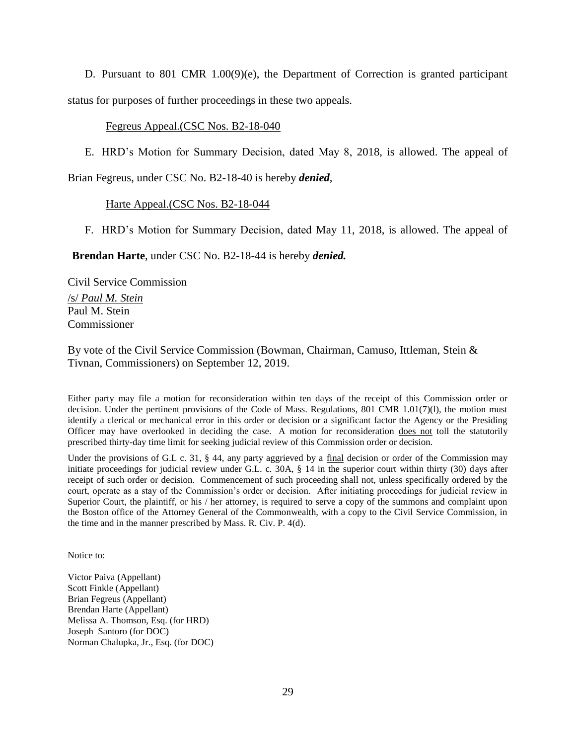D. Pursuant to 801 CMR 1.00(9)(e), the Department of Correction is granted participant status for purposes of further proceedings in these two appeals.

Fegreus Appeal.(CSC Nos. B2-18-040

E. HRD's Motion for Summary Decision, dated May 8, 2018, is allowed. The appeal of Brian Fegreus, under CSC No. B2-18-40 is hereby ***denied***,

Harte Appeal.(CSC Nos. B2-18-044

F. HRD's Motion for Summary Decision, dated May 11, 2018, is allowed. The appeal of **Brendan Harte**, under CSC No. B2-18-44 is hereby ***denied.***

Civil Service Commission
/s/ *Paul M. Stein*
Paul M. Stein
Commissioner

By vote of the Civil Service Commission (Bowman, Chairman, Camuso, Ittleman, Stein & Tivnan, Commissioners) on September 12, 2019.

Either party may file a motion for reconsideration within ten days of the receipt of this Commission order or decision. Under the pertinent provisions of the Code of Mass. Regulations, 801 CMR 1.01(7)(l), the motion must identify a clerical or mechanical error in this order or decision or a significant factor the Agency or the Presiding Officer may have overlooked in deciding the case. A motion for reconsideration does not toll the statutorily prescribed thirty-day time limit for seeking judicial review of this Commission order or decision.

Under the provisions of G.L c. 31, § 44, any party aggrieved by a final decision or order of the Commission may initiate proceedings for judicial review under G.L. c. 30A, § 14 in the superior court within thirty (30) days after receipt of such order or decision. Commencement of such proceeding shall not, unless specifically ordered by the court, operate as a stay of the Commission's order or decision. After initiating proceedings for judicial review in Superior Court, the plaintiff, or his / her attorney, is required to serve a copy of the summons and complaint upon the Boston office of the Attorney General of the Commonwealth, with a copy to the Civil Service Commission, in the time and in the manner prescribed by Mass. R. Civ. P. 4(d).

Notice to:

Victor Paiva (Appellant)
Scott Finkle (Appellant)
Brian Fegreus (Appellant)
Brendan Harte (Appellant)
Melissa A. Thomson, Esq. (for HRD)
Joseph Santoro (for DOC)
Norman Chalupka, Jr., Esq. (for DOC)